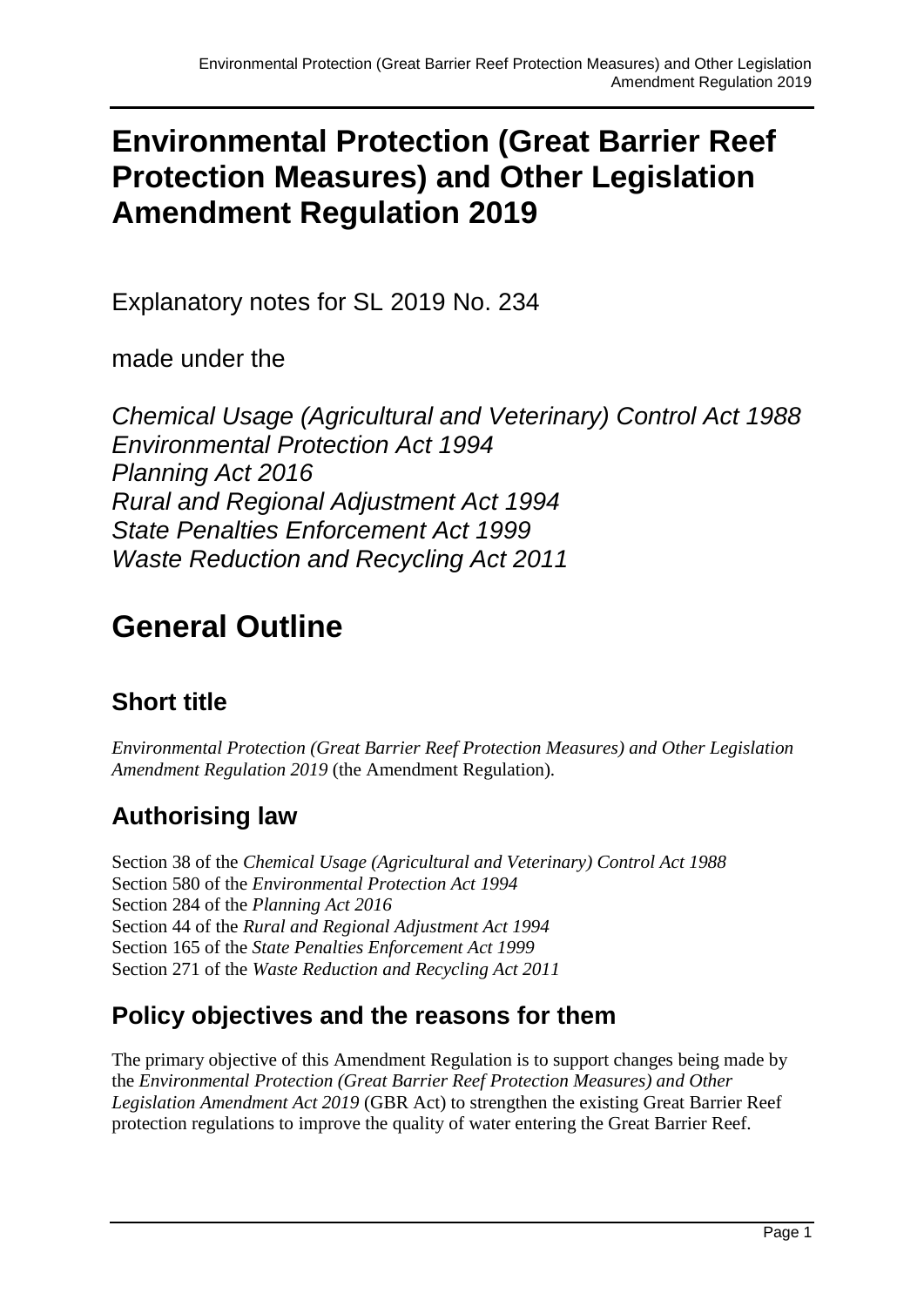# Environmental Protection (Great Barrier Reef Protection Measures) and Other Legislation Amendment Regulation 2019

Explanatory notes for SL 2019 No. 234

made under the

*Chemical Usage (Agricultural and Veterinary) Control Act 1988*
*Environmental Protection Act 1994*
*Planning Act 2016*
*Rural and Regional Adjustment Act 1994*
*State Penalties Enforcement Act 1999*
*Waste Reduction and Recycling Act 2011*

# General Outline

## Short title

*Environmental Protection (Great Barrier Reef Protection Measures) and Other Legislation Amendment Regulation 2019* (the Amendment Regulation).

## Authorising law

Section 38 of the *Chemical Usage (Agricultural and Veterinary) Control Act 1988*
Section 580 of the *Environmental Protection Act 1994*
Section 284 of the *Planning Act 2016*
Section 44 of the *Rural and Regional Adjustment Act 1994*
Section 165 of the *State Penalties Enforcement Act 1999*
Section 271 of the *Waste Reduction and Recycling Act 2011*

## Policy objectives and the reasons for them

The primary objective of this Amendment Regulation is to support changes being made by the *Environmental Protection (Great Barrier Reef Protection Measures) and Other Legislation Amendment Act 2019* (GBR Act) to strengthen the existing Great Barrier Reef protection regulations to improve the quality of water entering the Great Barrier Reef.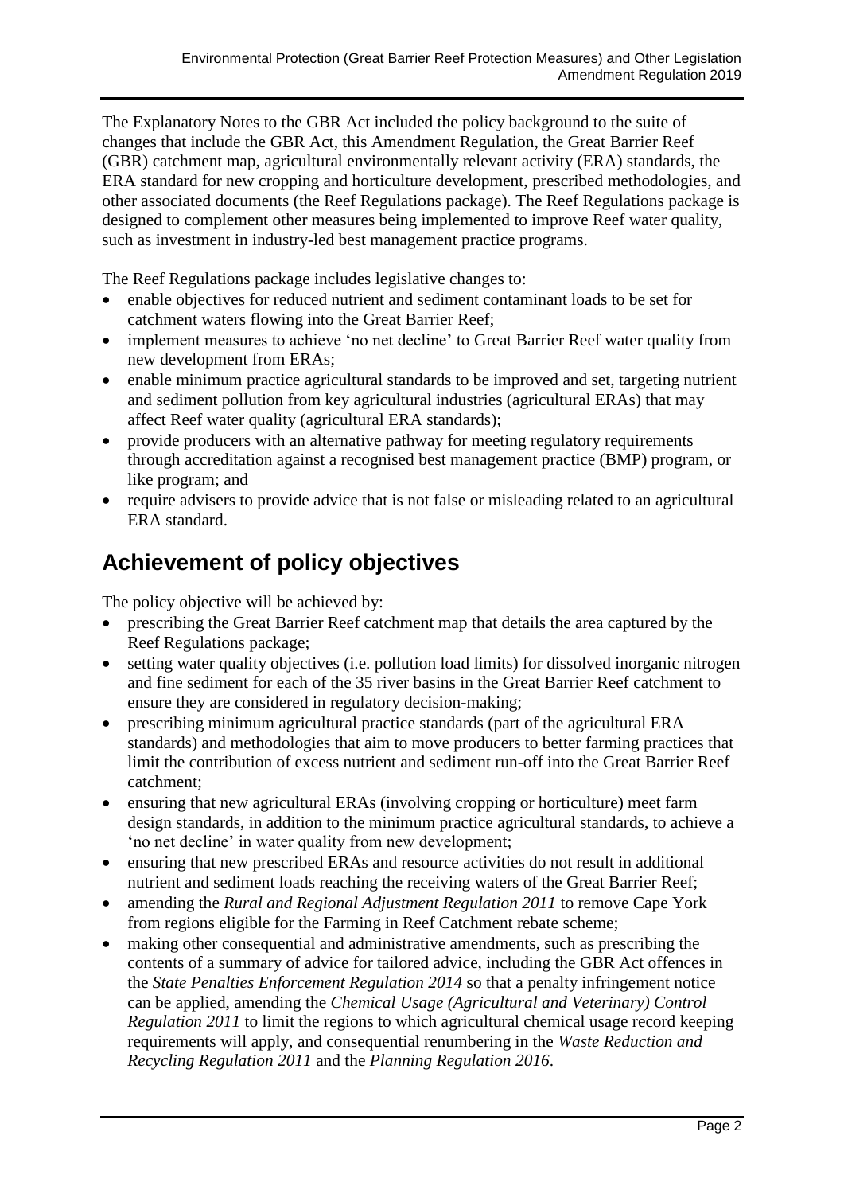The Explanatory Notes to the GBR Act included the policy background to the suite of changes that include the GBR Act, this Amendment Regulation, the Great Barrier Reef (GBR) catchment map, agricultural environmentally relevant activity (ERA) standards, the ERA standard for new cropping and horticulture development, prescribed methodologies, and other associated documents (the Reef Regulations package). The Reef Regulations package is designed to complement other measures being implemented to improve Reef water quality, such as investment in industry-led best management practice programs.

The Reef Regulations package includes legislative changes to:

- enable objectives for reduced nutrient and sediment contaminant loads to be set for catchment waters flowing into the Great Barrier Reef;
- implement measures to achieve 'no net decline' to Great Barrier Reef water quality from new development from ERAs;
- enable minimum practice agricultural standards to be improved and set, targeting nutrient and sediment pollution from key agricultural industries (agricultural ERAs) that may affect Reef water quality (agricultural ERA standards);
- provide producers with an alternative pathway for meeting regulatory requirements through accreditation against a recognised best management practice (BMP) program, or like program; and
- require advisers to provide advice that is not false or misleading related to an agricultural ERA standard.

## Achievement of policy objectives

The policy objective will be achieved by:

- prescribing the Great Barrier Reef catchment map that details the area captured by the Reef Regulations package;
- setting water quality objectives (i.e. pollution load limits) for dissolved inorganic nitrogen and fine sediment for each of the 35 river basins in the Great Barrier Reef catchment to ensure they are considered in regulatory decision-making;
- prescribing minimum agricultural practice standards (part of the agricultural ERA standards) and methodologies that aim to move producers to better farming practices that limit the contribution of excess nutrient and sediment run-off into the Great Barrier Reef catchment;
- ensuring that new agricultural ERAs (involving cropping or horticulture) meet farm design standards, in addition to the minimum practice agricultural standards, to achieve a 'no net decline' in water quality from new development;
- ensuring that new prescribed ERAs and resource activities do not result in additional nutrient and sediment loads reaching the receiving waters of the Great Barrier Reef;
- amending the *Rural and Regional Adjustment Regulation 2011* to remove Cape York from regions eligible for the Farming in Reef Catchment rebate scheme;
- making other consequential and administrative amendments, such as prescribing the contents of a summary of advice for tailored advice, including the GBR Act offences in the *State Penalties Enforcement Regulation 2014* so that a penalty infringement notice can be applied, amending the *Chemical Usage (Agricultural and Veterinary) Control Regulation 2011* to limit the regions to which agricultural chemical usage record keeping requirements will apply, and consequential renumbering in the *Waste Reduction and Recycling Regulation 2011* and the *Planning Regulation 2016*.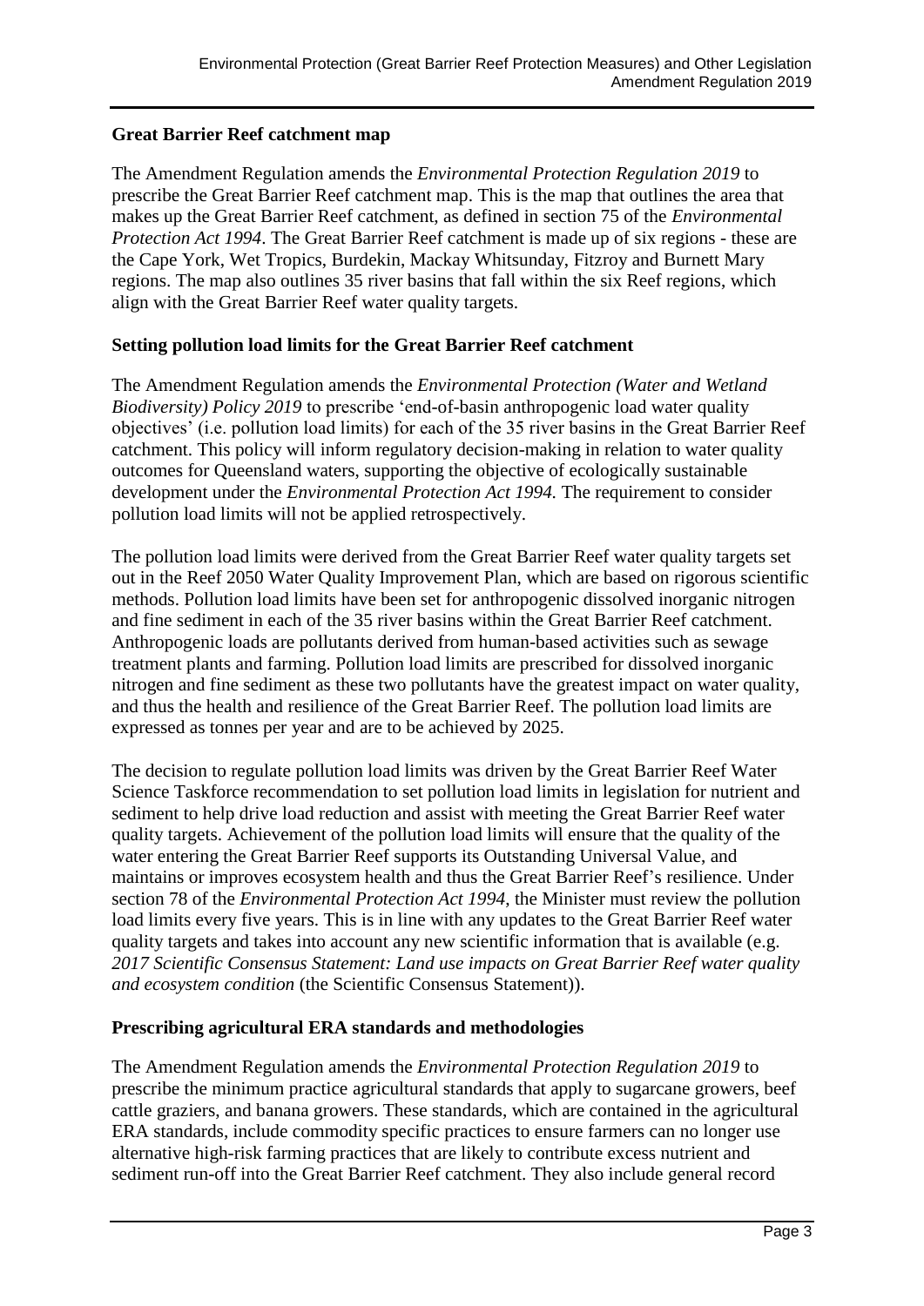## Great Barrier Reef catchment map

The Amendment Regulation amends the *Environmental Protection Regulation 2019* to prescribe the Great Barrier Reef catchment map. This is the map that outlines the area that makes up the Great Barrier Reef catchment, as defined in section 75 of the *Environmental Protection Act 1994*. The Great Barrier Reef catchment is made up of six regions - these are the Cape York, Wet Tropics, Burdekin, Mackay Whitsunday, Fitzroy and Burnett Mary regions. The map also outlines 35 river basins that fall within the six Reef regions, which align with the Great Barrier Reef water quality targets.

## Setting pollution load limits for the Great Barrier Reef catchment

The Amendment Regulation amends the *Environmental Protection (Water and Wetland Biodiversity) Policy 2019* to prescribe 'end-of-basin anthropogenic load water quality objectives' (i.e. pollution load limits) for each of the 35 river basins in the Great Barrier Reef catchment. This policy will inform regulatory decision-making in relation to water quality outcomes for Queensland waters, supporting the objective of ecologically sustainable development under the *Environmental Protection Act 1994.* The requirement to consider pollution load limits will not be applied retrospectively.

The pollution load limits were derived from the Great Barrier Reef water quality targets set out in the Reef 2050 Water Quality Improvement Plan, which are based on rigorous scientific methods. Pollution load limits have been set for anthropogenic dissolved inorganic nitrogen and fine sediment in each of the 35 river basins within the Great Barrier Reef catchment. Anthropogenic loads are pollutants derived from human-based activities such as sewage treatment plants and farming. Pollution load limits are prescribed for dissolved inorganic nitrogen and fine sediment as these two pollutants have the greatest impact on water quality, and thus the health and resilience of the Great Barrier Reef. The pollution load limits are expressed as tonnes per year and are to be achieved by 2025.

The decision to regulate pollution load limits was driven by the Great Barrier Reef Water Science Taskforce recommendation to set pollution load limits in legislation for nutrient and sediment to help drive load reduction and assist with meeting the Great Barrier Reef water quality targets. Achievement of the pollution load limits will ensure that the quality of the water entering the Great Barrier Reef supports its Outstanding Universal Value, and maintains or improves ecosystem health and thus the Great Barrier Reef's resilience. Under section 78 of the *Environmental Protection Act 1994*, the Minister must review the pollution load limits every five years. This is in line with any updates to the Great Barrier Reef water quality targets and takes into account any new scientific information that is available (e.g. *2017 Scientific Consensus Statement: Land use impacts on Great Barrier Reef water quality and ecosystem condition* (the Scientific Consensus Statement)).

## Prescribing agricultural ERA standards and methodologies

The Amendment Regulation amends the *Environmental Protection Regulation 2019* to prescribe the minimum practice agricultural standards that apply to sugarcane growers, beef cattle graziers, and banana growers. These standards, which are contained in the agricultural ERA standards, include commodity specific practices to ensure farmers can no longer use alternative high-risk farming practices that are likely to contribute excess nutrient and sediment run-off into the Great Barrier Reef catchment. They also include general record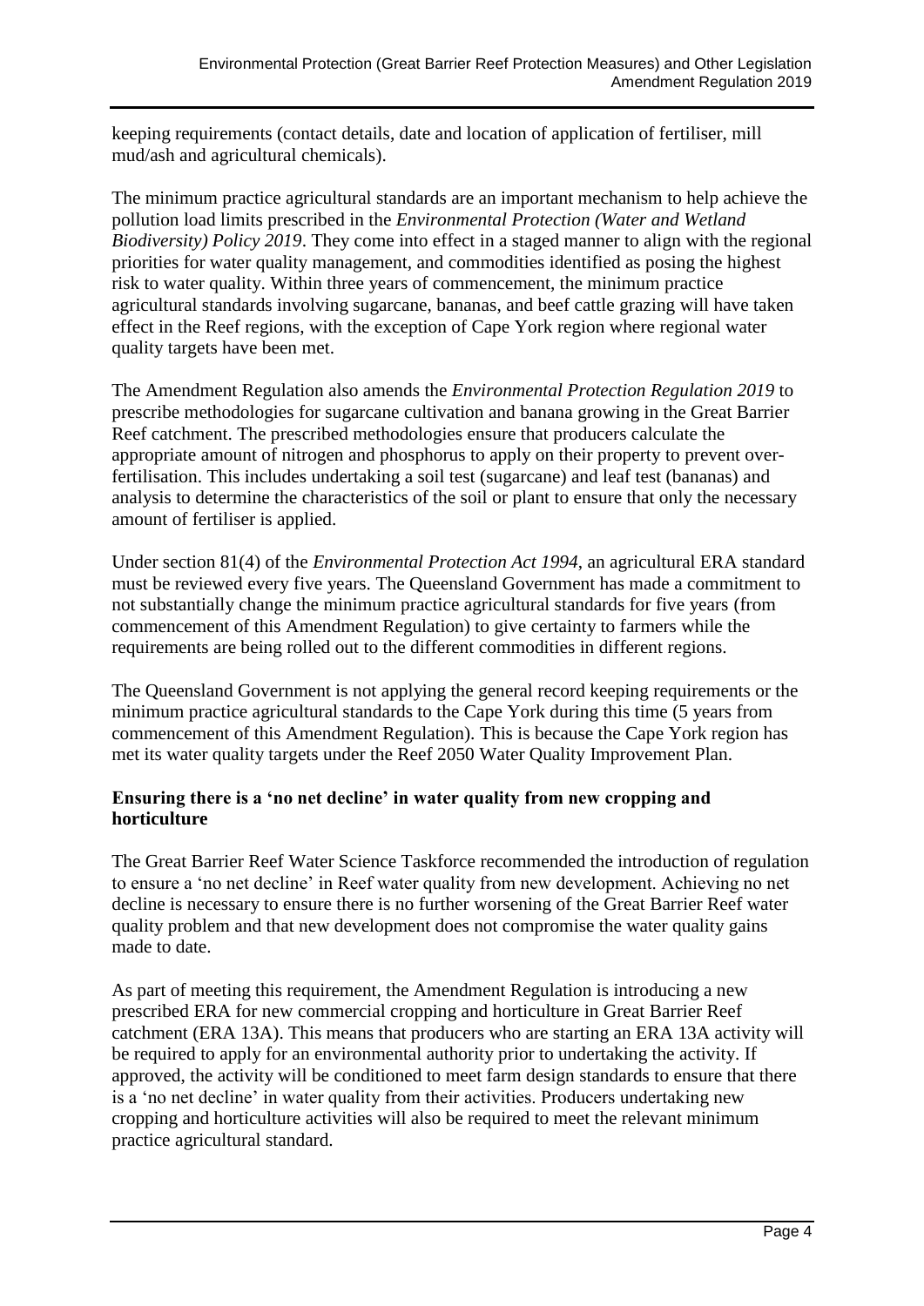keeping requirements (contact details, date and location of application of fertiliser, mill mud/ash and agricultural chemicals).

The minimum practice agricultural standards are an important mechanism to help achieve the pollution load limits prescribed in the *Environmental Protection (Water and Wetland Biodiversity) Policy 2019*. They come into effect in a staged manner to align with the regional priorities for water quality management, and commodities identified as posing the highest risk to water quality. Within three years of commencement, the minimum practice agricultural standards involving sugarcane, bananas, and beef cattle grazing will have taken effect in the Reef regions, with the exception of Cape York region where regional water quality targets have been met.

The Amendment Regulation also amends the *Environmental Protection Regulation 2019* to prescribe methodologies for sugarcane cultivation and banana growing in the Great Barrier Reef catchment. The prescribed methodologies ensure that producers calculate the appropriate amount of nitrogen and phosphorus to apply on their property to prevent over-fertilisation. This includes undertaking a soil test (sugarcane) and leaf test (bananas) and analysis to determine the characteristics of the soil or plant to ensure that only the necessary amount of fertiliser is applied.

Under section 81(4) of the *Environmental Protection Act 1994*, an agricultural ERA standard must be reviewed every five years. The Queensland Government has made a commitment to not substantially change the minimum practice agricultural standards for five years (from commencement of this Amendment Regulation) to give certainty to farmers while the requirements are being rolled out to the different commodities in different regions.

The Queensland Government is not applying the general record keeping requirements or the minimum practice agricultural standards to the Cape York during this time (5 years from commencement of this Amendment Regulation). This is because the Cape York region has met its water quality targets under the Reef 2050 Water Quality Improvement Plan.

**Ensuring there is a 'no net decline' in water quality from new cropping and horticulture**

The Great Barrier Reef Water Science Taskforce recommended the introduction of regulation to ensure a 'no net decline' in Reef water quality from new development. Achieving no net decline is necessary to ensure there is no further worsening of the Great Barrier Reef water quality problem and that new development does not compromise the water quality gains made to date.

As part of meeting this requirement, the Amendment Regulation is introducing a new prescribed ERA for new commercial cropping and horticulture in Great Barrier Reef catchment (ERA 13A). This means that producers who are starting an ERA 13A activity will be required to apply for an environmental authority prior to undertaking the activity. If approved, the activity will be conditioned to meet farm design standards to ensure that there is a 'no net decline' in water quality from their activities. Producers undertaking new cropping and horticulture activities will also be required to meet the relevant minimum practice agricultural standard.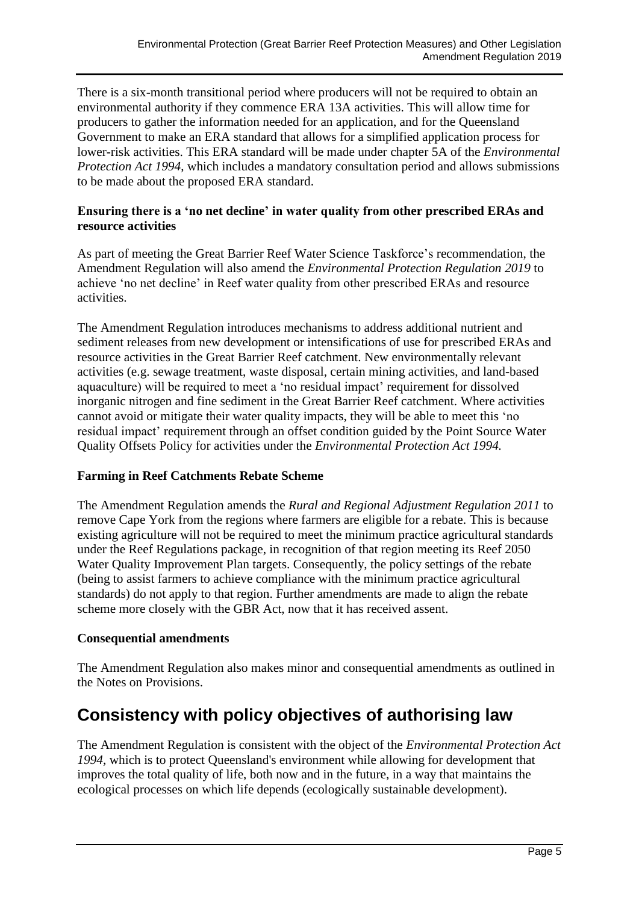There is a six-month transitional period where producers will not be required to obtain an environmental authority if they commence ERA 13A activities. This will allow time for producers to gather the information needed for an application, and for the Queensland Government to make an ERA standard that allows for a simplified application process for lower-risk activities. This ERA standard will be made under chapter 5A of the *Environmental Protection Act 1994*, which includes a mandatory consultation period and allows submissions to be made about the proposed ERA standard.

**Ensuring there is a 'no net decline' in water quality from other prescribed ERAs and resource activities**

As part of meeting the Great Barrier Reef Water Science Taskforce's recommendation, the Amendment Regulation will also amend the *Environmental Protection Regulation 2019* to achieve 'no net decline' in Reef water quality from other prescribed ERAs and resource activities.

The Amendment Regulation introduces mechanisms to address additional nutrient and sediment releases from new development or intensifications of use for prescribed ERAs and resource activities in the Great Barrier Reef catchment. New environmentally relevant activities (e.g. sewage treatment, waste disposal, certain mining activities, and land-based aquaculture) will be required to meet a 'no residual impact' requirement for dissolved inorganic nitrogen and fine sediment in the Great Barrier Reef catchment. Where activities cannot avoid or mitigate their water quality impacts, they will be able to meet this 'no residual impact' requirement through an offset condition guided by the Point Source Water Quality Offsets Policy for activities under the *Environmental Protection Act 1994.*

**Farming in Reef Catchments Rebate Scheme**

The Amendment Regulation amends the *Rural and Regional Adjustment Regulation 2011* to remove Cape York from the regions where farmers are eligible for a rebate. This is because existing agriculture will not be required to meet the minimum practice agricultural standards under the Reef Regulations package, in recognition of that region meeting its Reef 2050 Water Quality Improvement Plan targets. Consequently, the policy settings of the rebate (being to assist farmers to achieve compliance with the minimum practice agricultural standards) do not apply to that region. Further amendments are made to align the rebate scheme more closely with the GBR Act, now that it has received assent.

**Consequential amendments**

The Amendment Regulation also makes minor and consequential amendments as outlined in the Notes on Provisions.

## Consistency with policy objectives of authorising law

The Amendment Regulation is consistent with the object of the *Environmental Protection Act 1994*, which is to protect Queensland's environment while allowing for development that improves the total quality of life, both now and in the future, in a way that maintains the ecological processes on which life depends (ecologically sustainable development).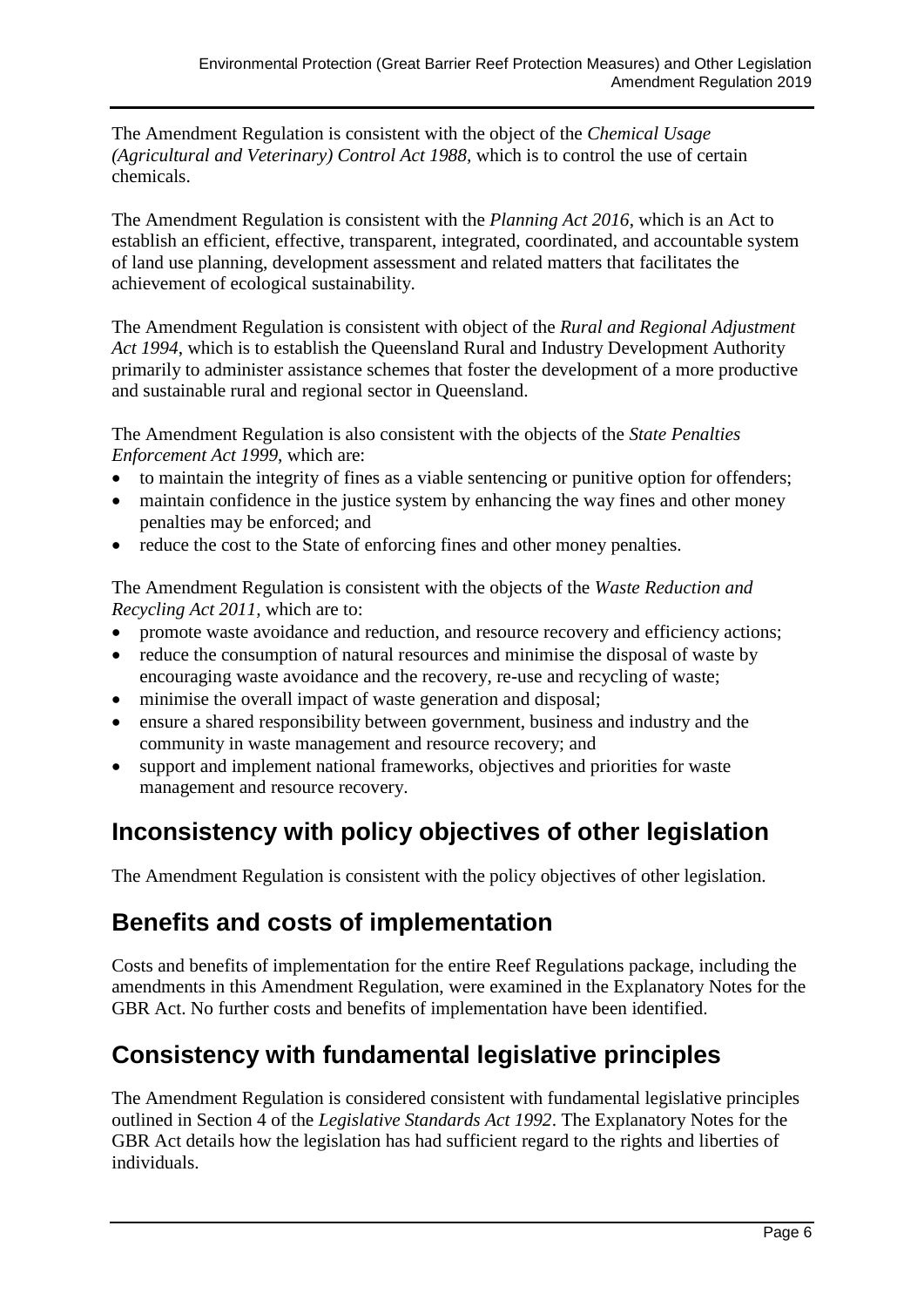The Amendment Regulation is consistent with the object of the *Chemical Usage (Agricultural and Veterinary) Control Act 1988,* which is to control the use of certain chemicals.

The Amendment Regulation is consistent with the *Planning Act 2016*, which is an Act to establish an efficient, effective, transparent, integrated, coordinated, and accountable system of land use planning, development assessment and related matters that facilitates the achievement of ecological sustainability.

The Amendment Regulation is consistent with object of the *Rural and Regional Adjustment Act 1994,* which is to establish the Queensland Rural and Industry Development Authority primarily to administer assistance schemes that foster the development of a more productive and sustainable rural and regional sector in Queensland.

The Amendment Regulation is also consistent with the objects of the *State Penalties Enforcement Act 1999*, which are:

- to maintain the integrity of fines as a viable sentencing or punitive option for offenders;
- maintain confidence in the justice system by enhancing the way fines and other money penalties may be enforced; and
- reduce the cost to the State of enforcing fines and other money penalties.

The Amendment Regulation is consistent with the objects of the *Waste Reduction and Recycling Act 2011,* which are to:

- promote waste avoidance and reduction, and resource recovery and efficiency actions;
- reduce the consumption of natural resources and minimise the disposal of waste by encouraging waste avoidance and the recovery, re-use and recycling of waste;
- minimise the overall impact of waste generation and disposal;
- ensure a shared responsibility between government, business and industry and the community in waste management and resource recovery; and
- support and implement national frameworks, objectives and priorities for waste management and resource recovery.

## Inconsistency with policy objectives of other legislation

The Amendment Regulation is consistent with the policy objectives of other legislation.

## Benefits and costs of implementation

Costs and benefits of implementation for the entire Reef Regulations package, including the amendments in this Amendment Regulation, were examined in the Explanatory Notes for the GBR Act. No further costs and benefits of implementation have been identified.

## Consistency with fundamental legislative principles

The Amendment Regulation is considered consistent with fundamental legislative principles outlined in Section 4 of the *Legislative Standards Act 1992*. The Explanatory Notes for the GBR Act details how the legislation has had sufficient regard to the rights and liberties of individuals.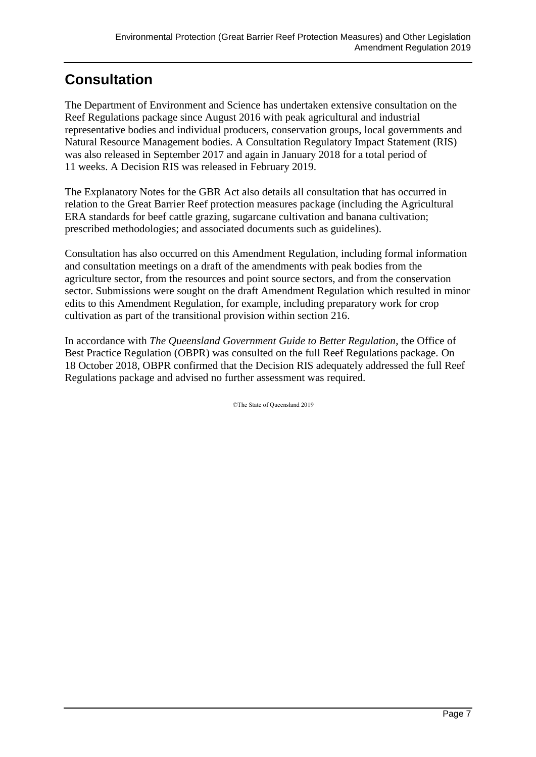## Consultation

The Department of Environment and Science has undertaken extensive consultation on the Reef Regulations package since August 2016 with peak agricultural and industrial representative bodies and individual producers, conservation groups, local governments and Natural Resource Management bodies. A Consultation Regulatory Impact Statement (RIS) was also released in September 2017 and again in January 2018 for a total period of 11 weeks. A Decision RIS was released in February 2019.

The Explanatory Notes for the GBR Act also details all consultation that has occurred in relation to the Great Barrier Reef protection measures package (including the Agricultural ERA standards for beef cattle grazing, sugarcane cultivation and banana cultivation; prescribed methodologies; and associated documents such as guidelines).

Consultation has also occurred on this Amendment Regulation, including formal information and consultation meetings on a draft of the amendments with peak bodies from the agriculture sector, from the resources and point source sectors, and from the conservation sector. Submissions were sought on the draft Amendment Regulation which resulted in minor edits to this Amendment Regulation, for example, including preparatory work for crop cultivation as part of the transitional provision within section 216.

In accordance with *The Queensland Government Guide to Better Regulation*, the Office of Best Practice Regulation (OBPR) was consulted on the full Reef Regulations package. On 18 October 2018, OBPR confirmed that the Decision RIS adequately addressed the full Reef Regulations package and advised no further assessment was required.

©The State of Queensland 2019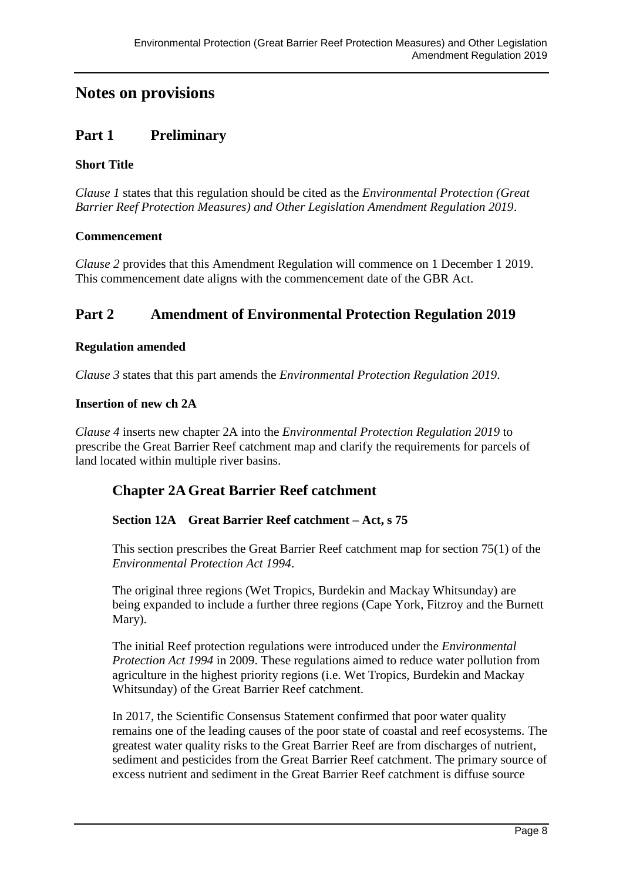# Notes on provisions

## Part 1 Preliminary

### Short Title

*Clause 1* states that this regulation should be cited as the *Environmental Protection (Great Barrier Reef Protection Measures) and Other Legislation Amendment Regulation 2019*.

### Commencement

*Clause 2* provides that this Amendment Regulation will commence on 1 December 1 2019. This commencement date aligns with the commencement date of the GBR Act.

## Part 2 Amendment of Environmental Protection Regulation 2019

### Regulation amended

*Clause 3* states that this part amends the *Environmental Protection Regulation 2019*.

### Insertion of new ch 2A

*Clause 4* inserts new chapter 2A into the *Environmental Protection Regulation 2019* to prescribe the Great Barrier Reef catchment map and clarify the requirements for parcels of land located within multiple river basins.

## Chapter 2A Great Barrier Reef catchment

### Section 12A Great Barrier Reef catchment – Act, s 75

This section prescribes the Great Barrier Reef catchment map for section 75(1) of the *Environmental Protection Act 1994*.

The original three regions (Wet Tropics, Burdekin and Mackay Whitsunday) are being expanded to include a further three regions (Cape York, Fitzroy and the Burnett Mary).

The initial Reef protection regulations were introduced under the *Environmental Protection Act 1994* in 2009. These regulations aimed to reduce water pollution from agriculture in the highest priority regions (i.e. Wet Tropics, Burdekin and Mackay Whitsunday) of the Great Barrier Reef catchment.

In 2017, the Scientific Consensus Statement confirmed that poor water quality remains one of the leading causes of the poor state of coastal and reef ecosystems. The greatest water quality risks to the Great Barrier Reef are from discharges of nutrient, sediment and pesticides from the Great Barrier Reef catchment. The primary source of excess nutrient and sediment in the Great Barrier Reef catchment is diffuse source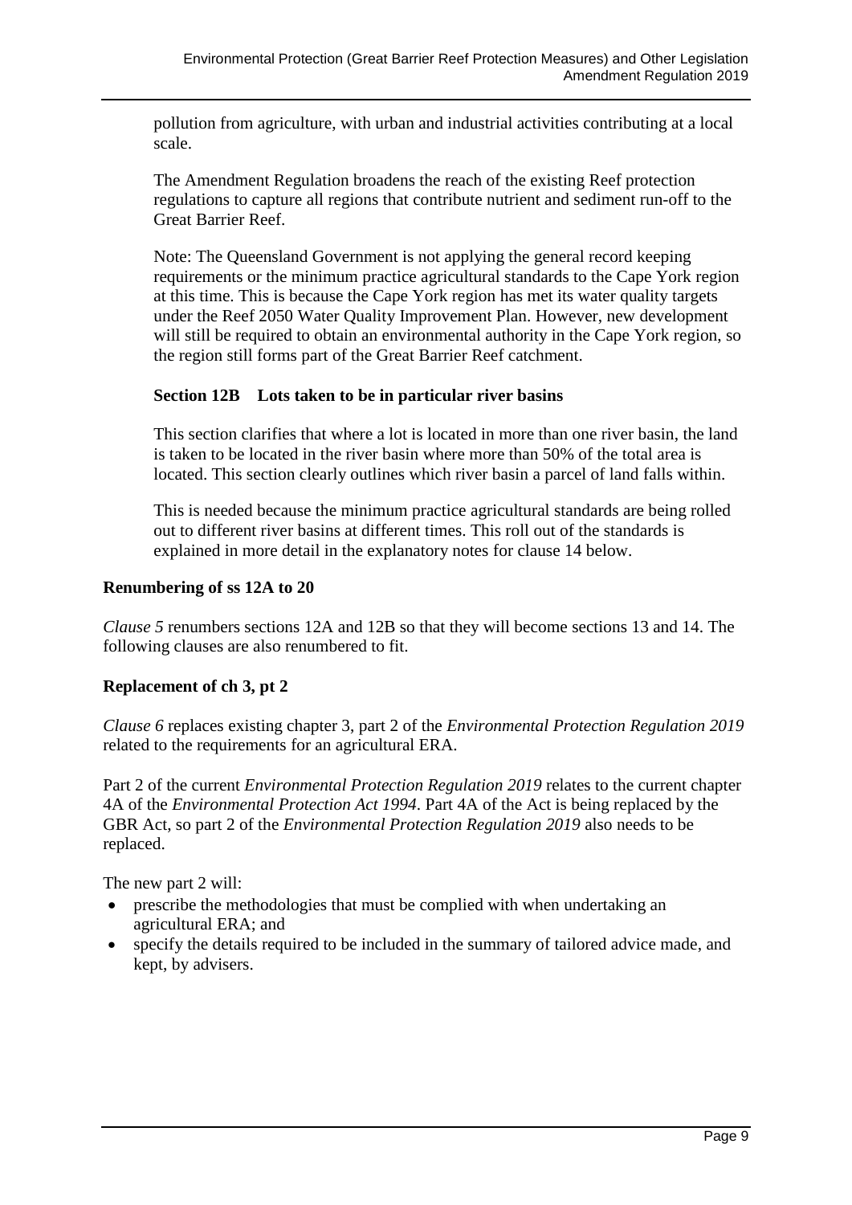pollution from agriculture, with urban and industrial activities contributing at a local scale.

The Amendment Regulation broadens the reach of the existing Reef protection regulations to capture all regions that contribute nutrient and sediment run-off to the Great Barrier Reef.

Note: The Queensland Government is not applying the general record keeping requirements or the minimum practice agricultural standards to the Cape York region at this time. This is because the Cape York region has met its water quality targets under the Reef 2050 Water Quality Improvement Plan. However, new development will still be required to obtain an environmental authority in the Cape York region, so the region still forms part of the Great Barrier Reef catchment.

**Section 12B Lots taken to be in particular river basins**

This section clarifies that where a lot is located in more than one river basin, the land is taken to be located in the river basin where more than 50% of the total area is located. This section clearly outlines which river basin a parcel of land falls within.

This is needed because the minimum practice agricultural standards are being rolled out to different river basins at different times. This roll out of the standards is explained in more detail in the explanatory notes for clause 14 below.

**Renumbering of ss 12A to 20**

*Clause 5* renumbers sections 12A and 12B so that they will become sections 13 and 14. The following clauses are also renumbered to fit.

**Replacement of ch 3, pt 2**

*Clause 6* replaces existing chapter 3, part 2 of the *Environmental Protection Regulation 2019* related to the requirements for an agricultural ERA.

Part 2 of the current *Environmental Protection Regulation 2019* relates to the current chapter 4A of the *Environmental Protection Act 1994*. Part 4A of the Act is being replaced by the GBR Act, so part 2 of the *Environmental Protection Regulation 2019* also needs to be replaced.

The new part 2 will:

- prescribe the methodologies that must be complied with when undertaking an agricultural ERA; and
- specify the details required to be included in the summary of tailored advice made, and kept, by advisers.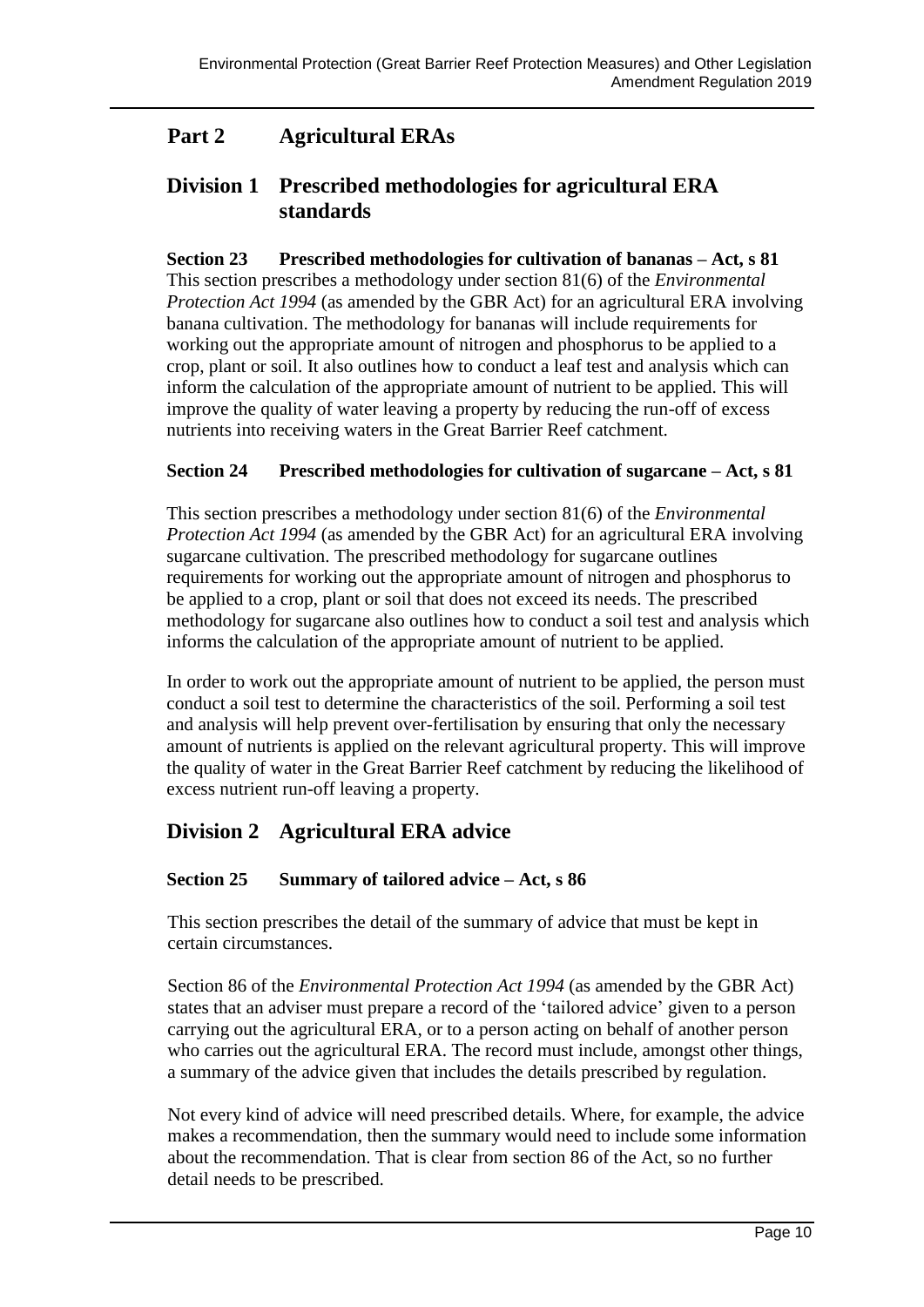## Part 2 Agricultural ERAs

### Division 1 Prescribed methodologies for agricultural ERA standards

**Section 23 Prescribed methodologies for cultivation of bananas – Act, s 81**

This section prescribes a methodology under section 81(6) of the *Environmental Protection Act 1994* (as amended by the GBR Act) for an agricultural ERA involving banana cultivation. The methodology for bananas will include requirements for working out the appropriate amount of nitrogen and phosphorus to be applied to a crop, plant or soil. It also outlines how to conduct a leaf test and analysis which can inform the calculation of the appropriate amount of nutrient to be applied. This will improve the quality of water leaving a property by reducing the run-off of excess nutrients into receiving waters in the Great Barrier Reef catchment.

**Section 24 Prescribed methodologies for cultivation of sugarcane – Act, s 81**

This section prescribes a methodology under section 81(6) of the *Environmental Protection Act 1994* (as amended by the GBR Act) for an agricultural ERA involving sugarcane cultivation. The prescribed methodology for sugarcane outlines requirements for working out the appropriate amount of nitrogen and phosphorus to be applied to a crop, plant or soil that does not exceed its needs. The prescribed methodology for sugarcane also outlines how to conduct a soil test and analysis which informs the calculation of the appropriate amount of nutrient to be applied.

In order to work out the appropriate amount of nutrient to be applied, the person must conduct a soil test to determine the characteristics of the soil. Performing a soil test and analysis will help prevent over-fertilisation by ensuring that only the necessary amount of nutrients is applied on the relevant agricultural property. This will improve the quality of water in the Great Barrier Reef catchment by reducing the likelihood of excess nutrient run-off leaving a property.

### Division 2 Agricultural ERA advice

**Section 25 Summary of tailored advice – Act, s 86**

This section prescribes the detail of the summary of advice that must be kept in certain circumstances.

Section 86 of the *Environmental Protection Act 1994* (as amended by the GBR Act) states that an adviser must prepare a record of the 'tailored advice' given to a person carrying out the agricultural ERA, or to a person acting on behalf of another person who carries out the agricultural ERA. The record must include, amongst other things, a summary of the advice given that includes the details prescribed by regulation.

Not every kind of advice will need prescribed details. Where, for example, the advice makes a recommendation, then the summary would need to include some information about the recommendation. That is clear from section 86 of the Act, so no further detail needs to be prescribed.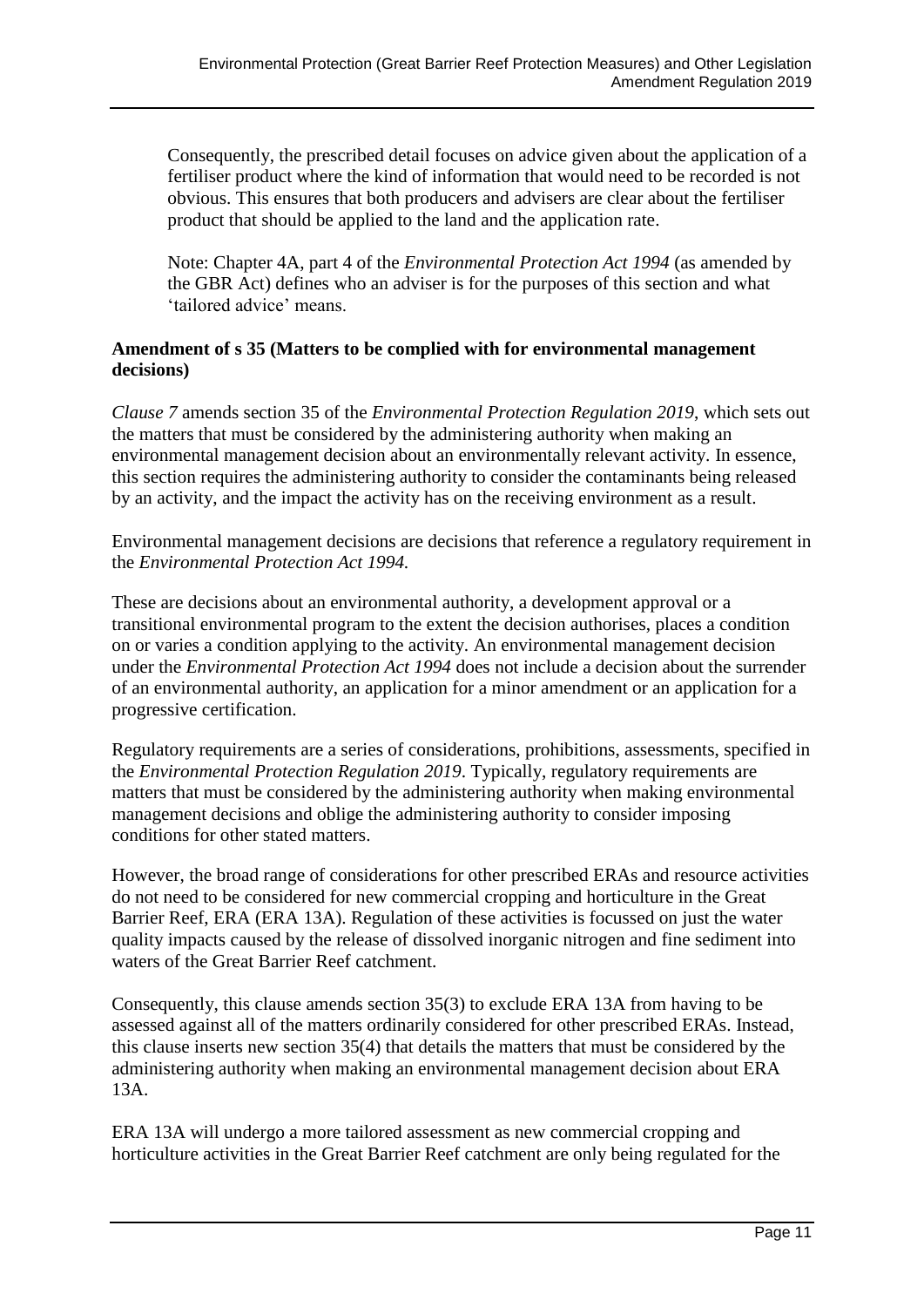Consequently, the prescribed detail focuses on advice given about the application of a fertiliser product where the kind of information that would need to be recorded is not obvious. This ensures that both producers and advisers are clear about the fertiliser product that should be applied to the land and the application rate.

Note: Chapter 4A, part 4 of the *Environmental Protection Act 1994* (as amended by the GBR Act) defines who an adviser is for the purposes of this section and what 'tailored advice' means.

**Amendment of s 35 (Matters to be complied with for environmental management decisions)**

*Clause 7* amends section 35 of the *Environmental Protection Regulation 2019*, which sets out the matters that must be considered by the administering authority when making an environmental management decision about an environmentally relevant activity. In essence, this section requires the administering authority to consider the contaminants being released by an activity, and the impact the activity has on the receiving environment as a result.

Environmental management decisions are decisions that reference a regulatory requirement in the *Environmental Protection Act 1994.*

These are decisions about an environmental authority, a development approval or a transitional environmental program to the extent the decision authorises, places a condition on or varies a condition applying to the activity. An environmental management decision under the *Environmental Protection Act 1994* does not include a decision about the surrender of an environmental authority, an application for a minor amendment or an application for a progressive certification.

Regulatory requirements are a series of considerations, prohibitions, assessments, specified in the *Environmental Protection Regulation 2019*. Typically, regulatory requirements are matters that must be considered by the administering authority when making environmental management decisions and oblige the administering authority to consider imposing conditions for other stated matters.

However, the broad range of considerations for other prescribed ERAs and resource activities do not need to be considered for new commercial cropping and horticulture in the Great Barrier Reef, ERA (ERA 13A). Regulation of these activities is focussed on just the water quality impacts caused by the release of dissolved inorganic nitrogen and fine sediment into waters of the Great Barrier Reef catchment.

Consequently, this clause amends section 35(3) to exclude ERA 13A from having to be assessed against all of the matters ordinarily considered for other prescribed ERAs. Instead, this clause inserts new section 35(4) that details the matters that must be considered by the administering authority when making an environmental management decision about ERA 13A.

ERA 13A will undergo a more tailored assessment as new commercial cropping and horticulture activities in the Great Barrier Reef catchment are only being regulated for the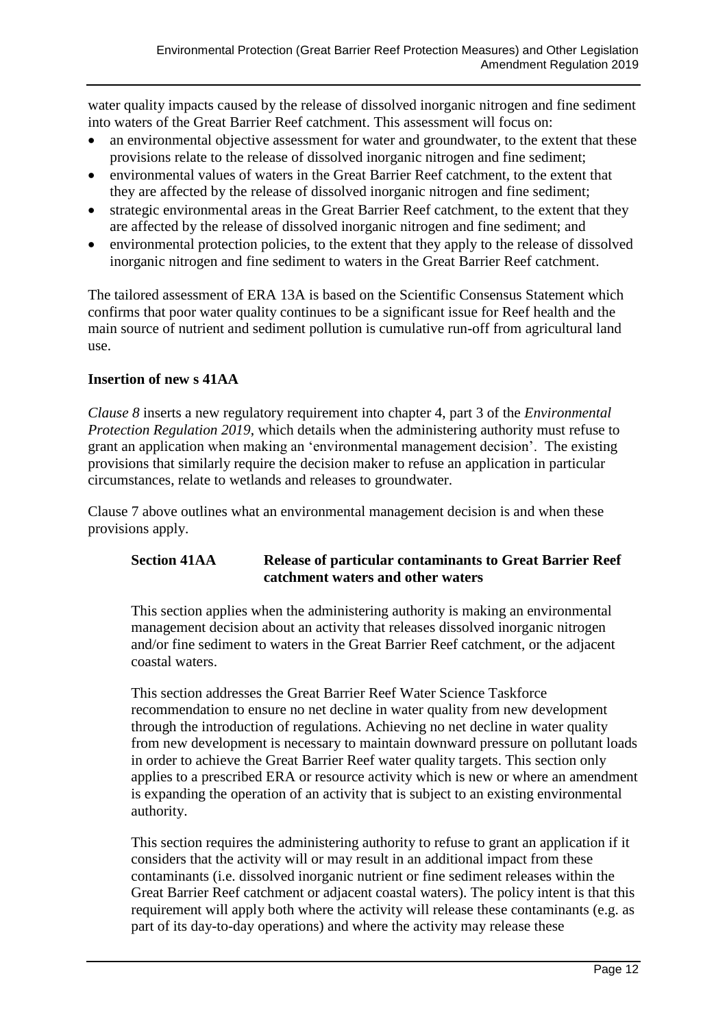water quality impacts caused by the release of dissolved inorganic nitrogen and fine sediment into waters of the Great Barrier Reef catchment. This assessment will focus on:

- an environmental objective assessment for water and groundwater, to the extent that these provisions relate to the release of dissolved inorganic nitrogen and fine sediment;
- environmental values of waters in the Great Barrier Reef catchment, to the extent that they are affected by the release of dissolved inorganic nitrogen and fine sediment;
- strategic environmental areas in the Great Barrier Reef catchment, to the extent that they are affected by the release of dissolved inorganic nitrogen and fine sediment; and
- environmental protection policies, to the extent that they apply to the release of dissolved inorganic nitrogen and fine sediment to waters in the Great Barrier Reef catchment.

The tailored assessment of ERA 13A is based on the Scientific Consensus Statement which confirms that poor water quality continues to be a significant issue for Reef health and the main source of nutrient and sediment pollution is cumulative run-off from agricultural land use.

**Insertion of new s 41AA**

*Clause 8* inserts a new regulatory requirement into chapter 4, part 3 of the *Environmental Protection Regulation 2019*, which details when the administering authority must refuse to grant an application when making an 'environmental management decision'. The existing provisions that similarly require the decision maker to refuse an application in particular circumstances, relate to wetlands and releases to groundwater.

Clause 7 above outlines what an environmental management decision is and when these provisions apply.

**Section 41AA Release of particular contaminants to Great Barrier Reef catchment waters and other waters**

This section applies when the administering authority is making an environmental management decision about an activity that releases dissolved inorganic nitrogen and/or fine sediment to waters in the Great Barrier Reef catchment, or the adjacent coastal waters.

This section addresses the Great Barrier Reef Water Science Taskforce recommendation to ensure no net decline in water quality from new development through the introduction of regulations. Achieving no net decline in water quality from new development is necessary to maintain downward pressure on pollutant loads in order to achieve the Great Barrier Reef water quality targets. This section only applies to a prescribed ERA or resource activity which is new or where an amendment is expanding the operation of an activity that is subject to an existing environmental authority.

This section requires the administering authority to refuse to grant an application if it considers that the activity will or may result in an additional impact from these contaminants (i.e. dissolved inorganic nutrient or fine sediment releases within the Great Barrier Reef catchment or adjacent coastal waters). The policy intent is that this requirement will apply both where the activity will release these contaminants (e.g. as part of its day-to-day operations) and where the activity may release these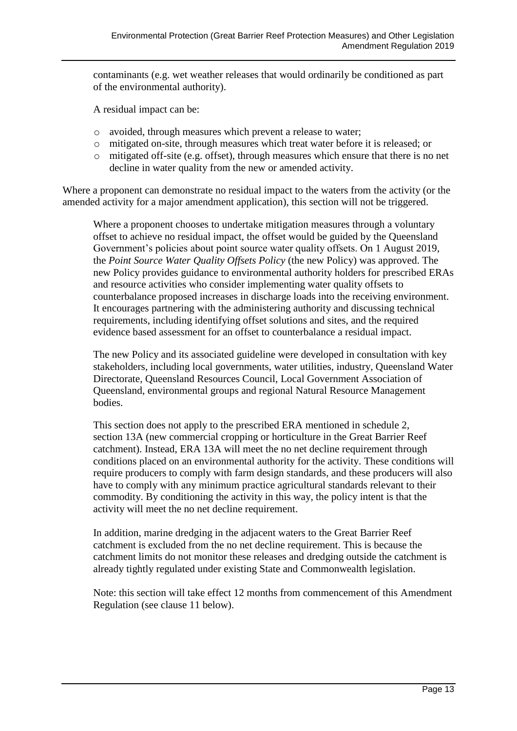contaminants (e.g. wet weather releases that would ordinarily be conditioned as part of the environmental authority).

A residual impact can be:

- avoided, through measures which prevent a release to water;
- mitigated on-site, through measures which treat water before it is released; or
- mitigated off-site (e.g. offset), through measures which ensure that there is no net decline in water quality from the new or amended activity.

Where a proponent can demonstrate no residual impact to the waters from the activity (or the amended activity for a major amendment application), this section will not be triggered.

Where a proponent chooses to undertake mitigation measures through a voluntary offset to achieve no residual impact, the offset would be guided by the Queensland Government's policies about point source water quality offsets. On 1 August 2019, the *Point Source Water Quality Offsets Policy* (the new Policy) was approved. The new Policy provides guidance to environmental authority holders for prescribed ERAs and resource activities who consider implementing water quality offsets to counterbalance proposed increases in discharge loads into the receiving environment. It encourages partnering with the administering authority and discussing technical requirements, including identifying offset solutions and sites, and the required evidence based assessment for an offset to counterbalance a residual impact.

The new Policy and its associated guideline were developed in consultation with key stakeholders, including local governments, water utilities, industry, Queensland Water Directorate, Queensland Resources Council, Local Government Association of Queensland, environmental groups and regional Natural Resource Management bodies.

This section does not apply to the prescribed ERA mentioned in schedule 2, section 13A (new commercial cropping or horticulture in the Great Barrier Reef catchment). Instead, ERA 13A will meet the no net decline requirement through conditions placed on an environmental authority for the activity. These conditions will require producers to comply with farm design standards, and these producers will also have to comply with any minimum practice agricultural standards relevant to their commodity. By conditioning the activity in this way, the policy intent is that the activity will meet the no net decline requirement.

In addition, marine dredging in the adjacent waters to the Great Barrier Reef catchment is excluded from the no net decline requirement. This is because the catchment limits do not monitor these releases and dredging outside the catchment is already tightly regulated under existing State and Commonwealth legislation.

Note: this section will take effect 12 months from commencement of this Amendment Regulation (see clause 11 below).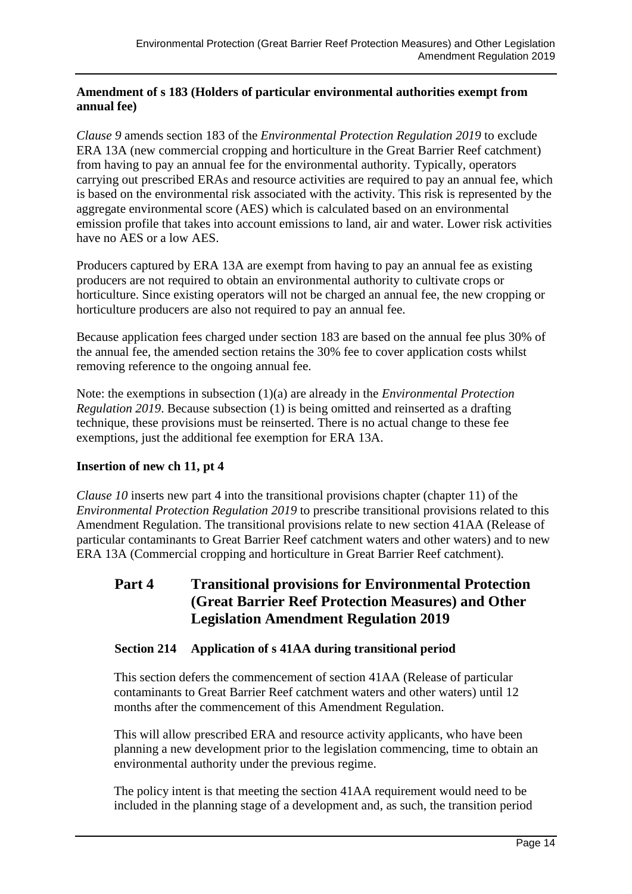**Amendment of s 183 (Holders of particular environmental authorities exempt from annual fee)**

*Clause 9* amends section 183 of the *Environmental Protection Regulation 2019* to exclude ERA 13A (new commercial cropping and horticulture in the Great Barrier Reef catchment) from having to pay an annual fee for the environmental authority. Typically, operators carrying out prescribed ERAs and resource activities are required to pay an annual fee, which is based on the environmental risk associated with the activity. This risk is represented by the aggregate environmental score (AES) which is calculated based on an environmental emission profile that takes into account emissions to land, air and water. Lower risk activities have no AES or a low AES.

Producers captured by ERA 13A are exempt from having to pay an annual fee as existing producers are not required to obtain an environmental authority to cultivate crops or horticulture. Since existing operators will not be charged an annual fee, the new cropping or horticulture producers are also not required to pay an annual fee.

Because application fees charged under section 183 are based on the annual fee plus 30% of the annual fee, the amended section retains the 30% fee to cover application costs whilst removing reference to the ongoing annual fee.

Note: the exemptions in subsection (1)(a) are already in the *Environmental Protection Regulation 2019*. Because subsection (1) is being omitted and reinserted as a drafting technique, these provisions must be reinserted. There is no actual change to these fee exemptions, just the additional fee exemption for ERA 13A.

**Insertion of new ch 11, pt 4**

*Clause 10* inserts new part 4 into the transitional provisions chapter (chapter 11) of the *Environmental Protection Regulation 2019* to prescribe transitional provisions related to this Amendment Regulation. The transitional provisions relate to new section 41AA (Release of particular contaminants to Great Barrier Reef catchment waters and other waters) and to new ERA 13A (Commercial cropping and horticulture in Great Barrier Reef catchment).

## Part 4 Transitional provisions for Environmental Protection (Great Barrier Reef Protection Measures) and Other Legislation Amendment Regulation 2019

### Section 214 Application of s 41AA during transitional period

This section defers the commencement of section 41AA (Release of particular contaminants to Great Barrier Reef catchment waters and other waters) until 12 months after the commencement of this Amendment Regulation.

This will allow prescribed ERA and resource activity applicants, who have been planning a new development prior to the legislation commencing, time to obtain an environmental authority under the previous regime.

The policy intent is that meeting the section 41AA requirement would need to be included in the planning stage of a development and, as such, the transition period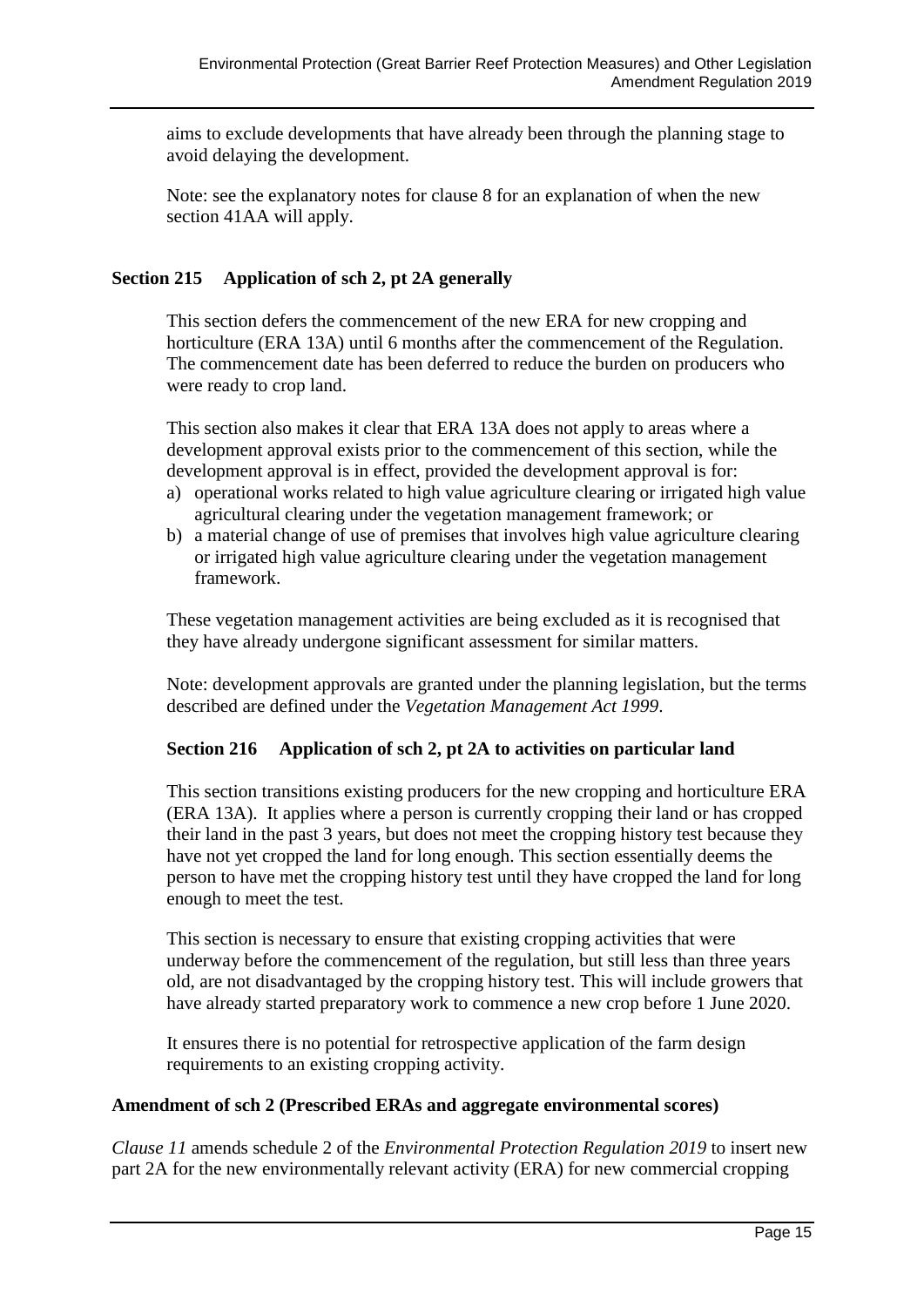aims to exclude developments that have already been through the planning stage to avoid delaying the development.

Note: see the explanatory notes for clause 8 for an explanation of when the new section 41AA will apply.

### Section 215 Application of sch 2, pt 2A generally

This section defers the commencement of the new ERA for new cropping and horticulture (ERA 13A) until 6 months after the commencement of the Regulation. The commencement date has been deferred to reduce the burden on producers who were ready to crop land.

This section also makes it clear that ERA 13A does not apply to areas where a development approval exists prior to the commencement of this section, while the development approval is in effect, provided the development approval is for:

a) operational works related to high value agriculture clearing or irrigated high value agricultural clearing under the vegetation management framework; or
b) a material change of use of premises that involves high value agriculture clearing or irrigated high value agriculture clearing under the vegetation management framework.

These vegetation management activities are being excluded as it is recognised that they have already undergone significant assessment for similar matters.

Note: development approvals are granted under the planning legislation, but the terms described are defined under the *Vegetation Management Act 1999*.

### Section 216 Application of sch 2, pt 2A to activities on particular land

This section transitions existing producers for the new cropping and horticulture ERA (ERA 13A). It applies where a person is currently cropping their land or has cropped their land in the past 3 years, but does not meet the cropping history test because they have not yet cropped the land for long enough. This section essentially deems the person to have met the cropping history test until they have cropped the land for long enough to meet the test.

This section is necessary to ensure that existing cropping activities that were underway before the commencement of the regulation, but still less than three years old, are not disadvantaged by the cropping history test. This will include growers that have already started preparatory work to commence a new crop before 1 June 2020.

It ensures there is no potential for retrospective application of the farm design requirements to an existing cropping activity.

### Amendment of sch 2 (Prescribed ERAs and aggregate environmental scores)

*Clause 11* amends schedule 2 of the *Environmental Protection Regulation 2019* to insert new part 2A for the new environmentally relevant activity (ERA) for new commercial cropping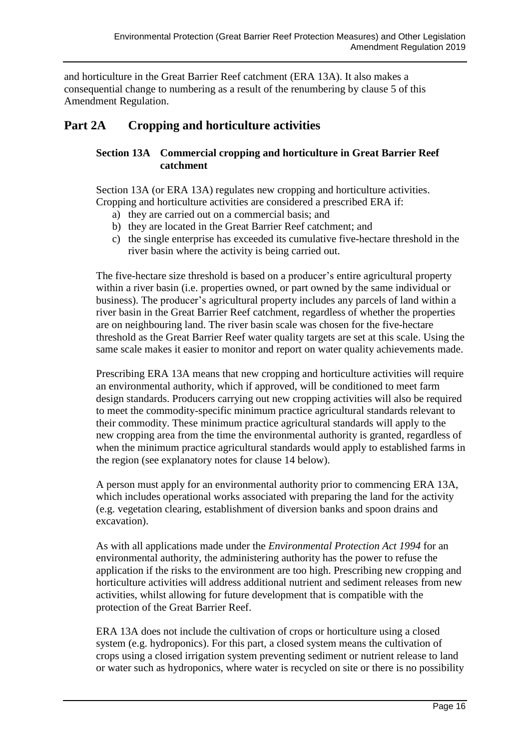and horticulture in the Great Barrier Reef catchment (ERA 13A). It also makes a consequential change to numbering as a result of the renumbering by clause 5 of this Amendment Regulation.

## Part 2A Cropping and horticulture activities

### Section 13A Commercial cropping and horticulture in Great Barrier Reef catchment

Section 13A (or ERA 13A) regulates new cropping and horticulture activities. Cropping and horticulture activities are considered a prescribed ERA if:

a) they are carried out on a commercial basis; and
b) they are located in the Great Barrier Reef catchment; and
c) the single enterprise has exceeded its cumulative five-hectare threshold in the river basin where the activity is being carried out.

The five-hectare size threshold is based on a producer's entire agricultural property within a river basin (i.e. properties owned, or part owned by the same individual or business). The producer's agricultural property includes any parcels of land within a river basin in the Great Barrier Reef catchment, regardless of whether the properties are on neighbouring land. The river basin scale was chosen for the five-hectare threshold as the Great Barrier Reef water quality targets are set at this scale. Using the same scale makes it easier to monitor and report on water quality achievements made.

Prescribing ERA 13A means that new cropping and horticulture activities will require an environmental authority, which if approved, will be conditioned to meet farm design standards. Producers carrying out new cropping activities will also be required to meet the commodity-specific minimum practice agricultural standards relevant to their commodity. These minimum practice agricultural standards will apply to the new cropping area from the time the environmental authority is granted, regardless of when the minimum practice agricultural standards would apply to established farms in the region (see explanatory notes for clause 14 below).

A person must apply for an environmental authority prior to commencing ERA 13A, which includes operational works associated with preparing the land for the activity (e.g. vegetation clearing, establishment of diversion banks and spoon drains and excavation).

As with all applications made under the *Environmental Protection Act 1994* for an environmental authority, the administering authority has the power to refuse the application if the risks to the environment are too high. Prescribing new cropping and horticulture activities will address additional nutrient and sediment releases from new activities, whilst allowing for future development that is compatible with the protection of the Great Barrier Reef.

ERA 13A does not include the cultivation of crops or horticulture using a closed system (e.g. hydroponics). For this part, a closed system means the cultivation of crops using a closed irrigation system preventing sediment or nutrient release to land or water such as hydroponics, where water is recycled on site or there is no possibility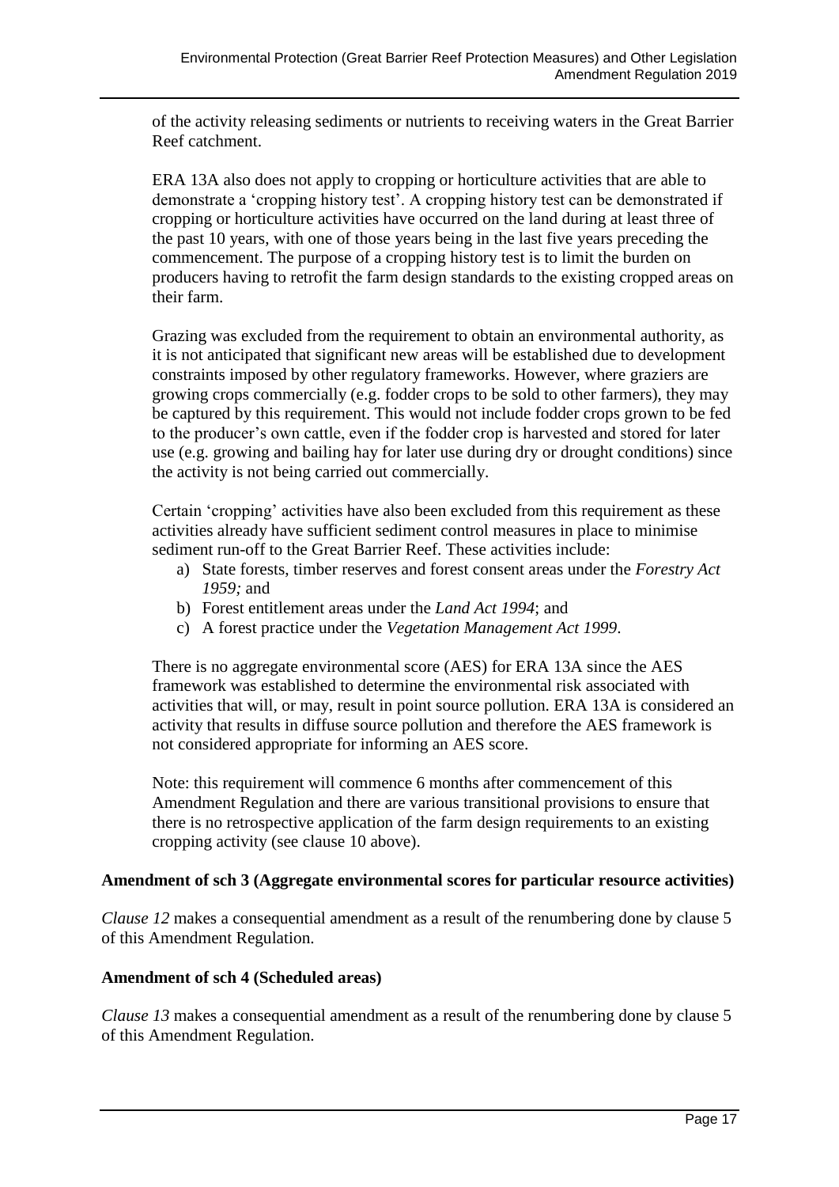of the activity releasing sediments or nutrients to receiving waters in the Great Barrier Reef catchment.

ERA 13A also does not apply to cropping or horticulture activities that are able to demonstrate a 'cropping history test'. A cropping history test can be demonstrated if cropping or horticulture activities have occurred on the land during at least three of the past 10 years, with one of those years being in the last five years preceding the commencement. The purpose of a cropping history test is to limit the burden on producers having to retrofit the farm design standards to the existing cropped areas on their farm.

Grazing was excluded from the requirement to obtain an environmental authority, as it is not anticipated that significant new areas will be established due to development constraints imposed by other regulatory frameworks. However, where graziers are growing crops commercially (e.g. fodder crops to be sold to other farmers), they may be captured by this requirement. This would not include fodder crops grown to be fed to the producer's own cattle, even if the fodder crop is harvested and stored for later use (e.g. growing and bailing hay for later use during dry or drought conditions) since the activity is not being carried out commercially.

Certain 'cropping' activities have also been excluded from this requirement as these activities already have sufficient sediment control measures in place to minimise sediment run-off to the Great Barrier Reef. These activities include:

a) State forests, timber reserves and forest consent areas under the *Forestry Act 1959;* and
b) Forest entitlement areas under the *Land Act 1994*; and
c) A forest practice under the *Vegetation Management Act 1999*.

There is no aggregate environmental score (AES) for ERA 13A since the AES framework was established to determine the environmental risk associated with activities that will, or may, result in point source pollution. ERA 13A is considered an activity that results in diffuse source pollution and therefore the AES framework is not considered appropriate for informing an AES score.

Note: this requirement will commence 6 months after commencement of this Amendment Regulation and there are various transitional provisions to ensure that there is no retrospective application of the farm design requirements to an existing cropping activity (see clause 10 above).

**Amendment of sch 3 (Aggregate environmental scores for particular resource activities)**

*Clause 12* makes a consequential amendment as a result of the renumbering done by clause 5 of this Amendment Regulation.

**Amendment of sch 4 (Scheduled areas)**

*Clause 13* makes a consequential amendment as a result of the renumbering done by clause 5 of this Amendment Regulation.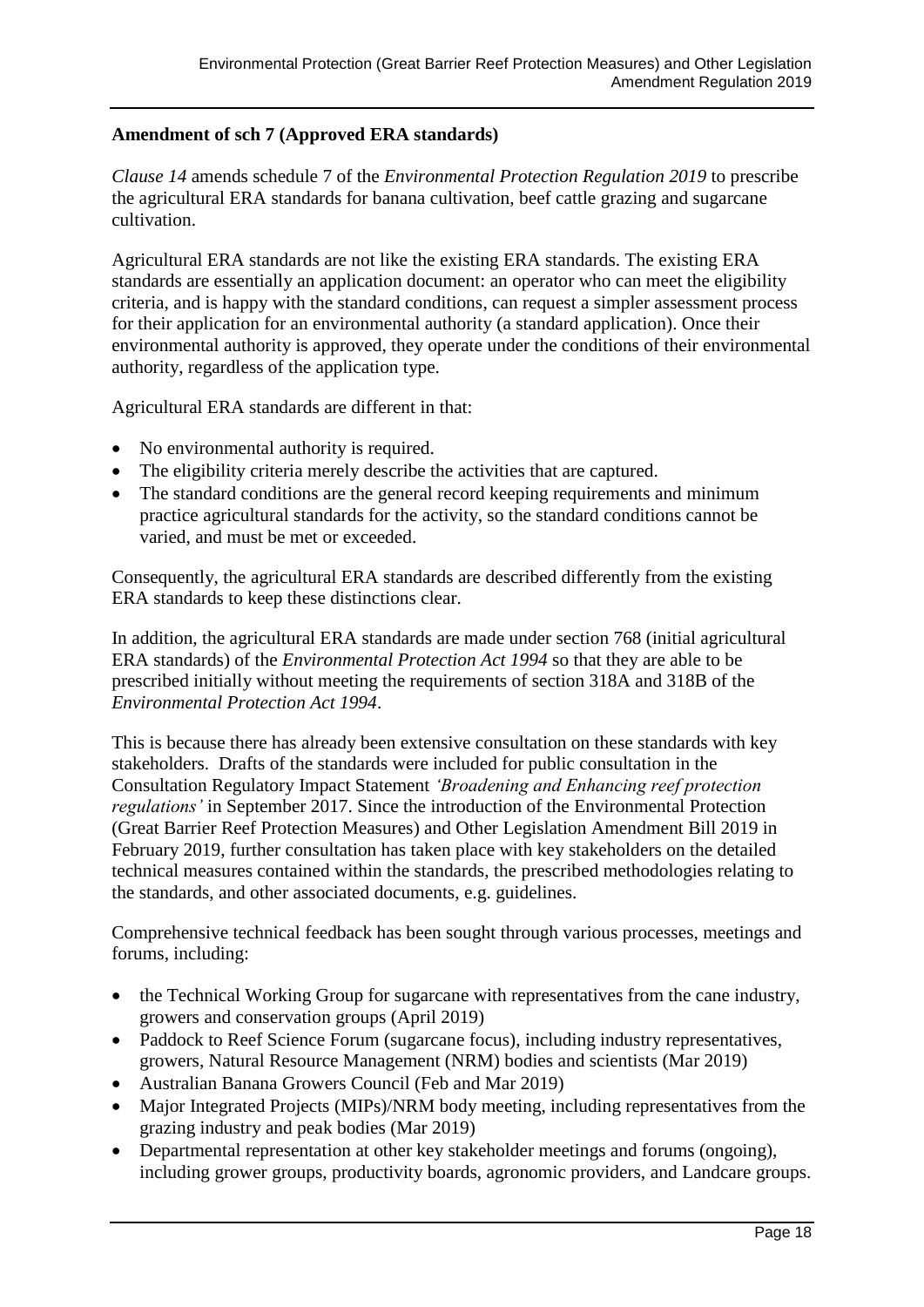**Amendment of sch 7 (Approved ERA standards)**

*Clause 14* amends schedule 7 of the *Environmental Protection Regulation 2019* to prescribe the agricultural ERA standards for banana cultivation, beef cattle grazing and sugarcane cultivation.

Agricultural ERA standards are not like the existing ERA standards. The existing ERA standards are essentially an application document: an operator who can meet the eligibility criteria, and is happy with the standard conditions, can request a simpler assessment process for their application for an environmental authority (a standard application). Once their environmental authority is approved, they operate under the conditions of their environmental authority, regardless of the application type.

Agricultural ERA standards are different in that:

- No environmental authority is required.
- The eligibility criteria merely describe the activities that are captured.
- The standard conditions are the general record keeping requirements and minimum practice agricultural standards for the activity, so the standard conditions cannot be varied, and must be met or exceeded.

Consequently, the agricultural ERA standards are described differently from the existing ERA standards to keep these distinctions clear.

In addition, the agricultural ERA standards are made under section 768 (initial agricultural ERA standards) of the *Environmental Protection Act 1994* so that they are able to be prescribed initially without meeting the requirements of section 318A and 318B of the *Environmental Protection Act 1994*.

This is because there has already been extensive consultation on these standards with key stakeholders. Drafts of the standards were included for public consultation in the Consultation Regulatory Impact Statement *'Broadening and Enhancing reef protection regulations'* in September 2017. Since the introduction of the Environmental Protection (Great Barrier Reef Protection Measures) and Other Legislation Amendment Bill 2019 in February 2019, further consultation has taken place with key stakeholders on the detailed technical measures contained within the standards, the prescribed methodologies relating to the standards, and other associated documents, e.g. guidelines.

Comprehensive technical feedback has been sought through various processes, meetings and forums, including:

- the Technical Working Group for sugarcane with representatives from the cane industry, growers and conservation groups (April 2019)
- Paddock to Reef Science Forum (sugarcane focus), including industry representatives, growers, Natural Resource Management (NRM) bodies and scientists (Mar 2019)
- Australian Banana Growers Council (Feb and Mar 2019)
- Major Integrated Projects (MIPs)/NRM body meeting, including representatives from the grazing industry and peak bodies (Mar 2019)
- Departmental representation at other key stakeholder meetings and forums (ongoing), including grower groups, productivity boards, agronomic providers, and Landcare groups.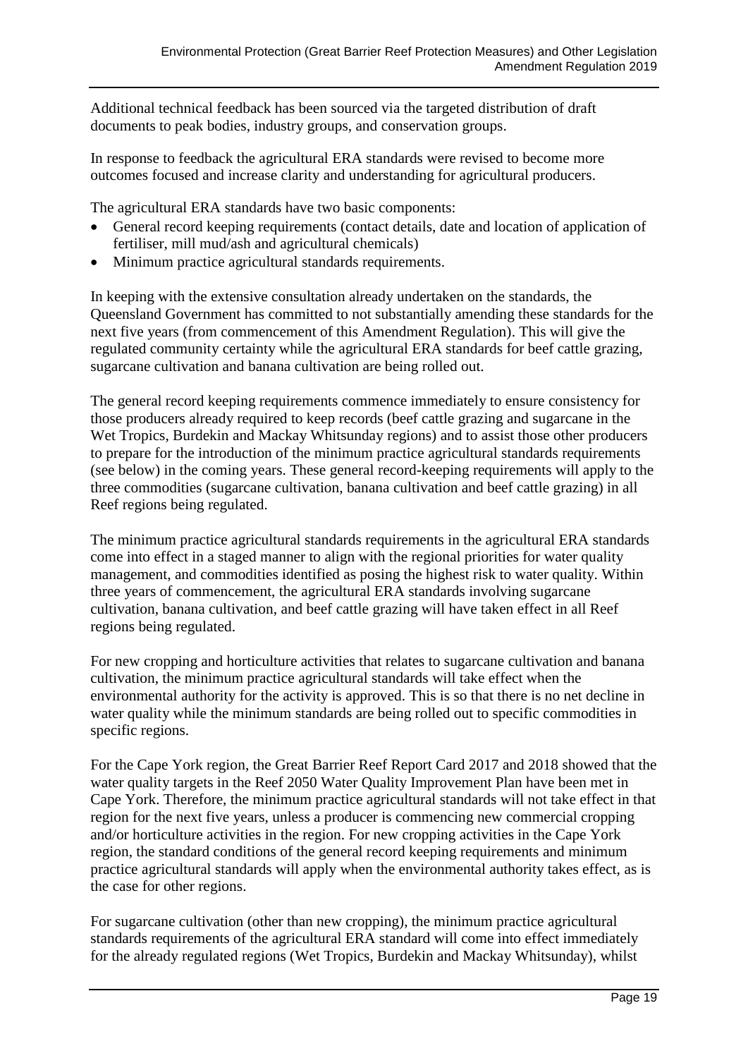Additional technical feedback has been sourced via the targeted distribution of draft documents to peak bodies, industry groups, and conservation groups.

In response to feedback the agricultural ERA standards were revised to become more outcomes focused and increase clarity and understanding for agricultural producers.

The agricultural ERA standards have two basic components:

- General record keeping requirements (contact details, date and location of application of fertiliser, mill mud/ash and agricultural chemicals)
- Minimum practice agricultural standards requirements.

In keeping with the extensive consultation already undertaken on the standards, the Queensland Government has committed to not substantially amending these standards for the next five years (from commencement of this Amendment Regulation). This will give the regulated community certainty while the agricultural ERA standards for beef cattle grazing, sugarcane cultivation and banana cultivation are being rolled out.

The general record keeping requirements commence immediately to ensure consistency for those producers already required to keep records (beef cattle grazing and sugarcane in the Wet Tropics, Burdekin and Mackay Whitsunday regions) and to assist those other producers to prepare for the introduction of the minimum practice agricultural standards requirements (see below) in the coming years. These general record-keeping requirements will apply to the three commodities (sugarcane cultivation, banana cultivation and beef cattle grazing) in all Reef regions being regulated.

The minimum practice agricultural standards requirements in the agricultural ERA standards come into effect in a staged manner to align with the regional priorities for water quality management, and commodities identified as posing the highest risk to water quality. Within three years of commencement, the agricultural ERA standards involving sugarcane cultivation, banana cultivation, and beef cattle grazing will have taken effect in all Reef regions being regulated.

For new cropping and horticulture activities that relates to sugarcane cultivation and banana cultivation, the minimum practice agricultural standards will take effect when the environmental authority for the activity is approved. This is so that there is no net decline in water quality while the minimum standards are being rolled out to specific commodities in specific regions.

For the Cape York region, the Great Barrier Reef Report Card 2017 and 2018 showed that the water quality targets in the Reef 2050 Water Quality Improvement Plan have been met in Cape York. Therefore, the minimum practice agricultural standards will not take effect in that region for the next five years, unless a producer is commencing new commercial cropping and/or horticulture activities in the region. For new cropping activities in the Cape York region, the standard conditions of the general record keeping requirements and minimum practice agricultural standards will apply when the environmental authority takes effect, as is the case for other regions.

For sugarcane cultivation (other than new cropping), the minimum practice agricultural standards requirements of the agricultural ERA standard will come into effect immediately for the already regulated regions (Wet Tropics, Burdekin and Mackay Whitsunday), whilst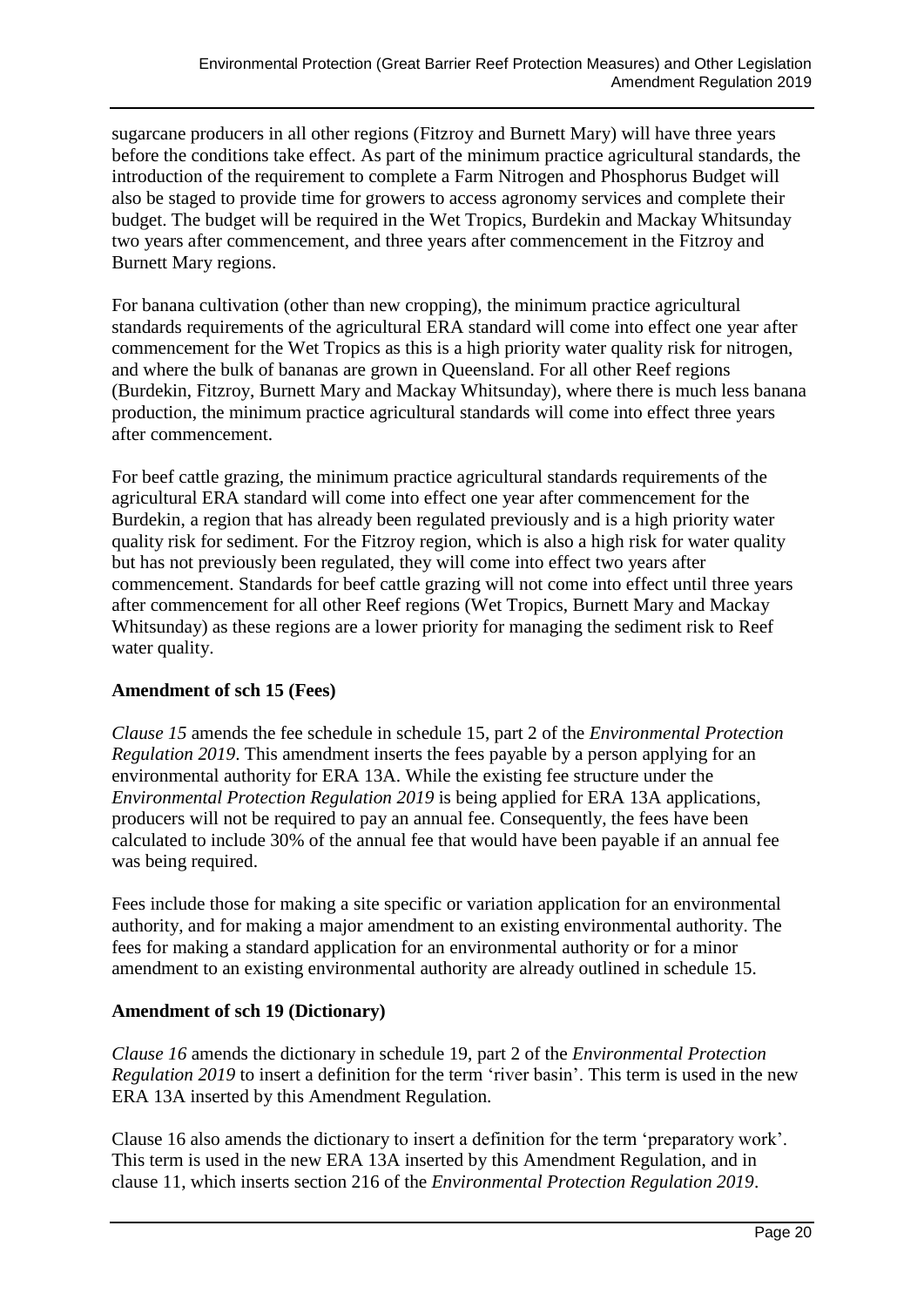sugarcane producers in all other regions (Fitzroy and Burnett Mary) will have three years before the conditions take effect. As part of the minimum practice agricultural standards, the introduction of the requirement to complete a Farm Nitrogen and Phosphorus Budget will also be staged to provide time for growers to access agronomy services and complete their budget. The budget will be required in the Wet Tropics, Burdekin and Mackay Whitsunday two years after commencement, and three years after commencement in the Fitzroy and Burnett Mary regions.

For banana cultivation (other than new cropping), the minimum practice agricultural standards requirements of the agricultural ERA standard will come into effect one year after commencement for the Wet Tropics as this is a high priority water quality risk for nitrogen, and where the bulk of bananas are grown in Queensland. For all other Reef regions (Burdekin, Fitzroy, Burnett Mary and Mackay Whitsunday), where there is much less banana production, the minimum practice agricultural standards will come into effect three years after commencement.

For beef cattle grazing, the minimum practice agricultural standards requirements of the agricultural ERA standard will come into effect one year after commencement for the Burdekin, a region that has already been regulated previously and is a high priority water quality risk for sediment. For the Fitzroy region, which is also a high risk for water quality but has not previously been regulated, they will come into effect two years after commencement. Standards for beef cattle grazing will not come into effect until three years after commencement for all other Reef regions (Wet Tropics, Burnett Mary and Mackay Whitsunday) as these regions are a lower priority for managing the sediment risk to Reef water quality.

**Amendment of sch 15 (Fees)**

*Clause 15* amends the fee schedule in schedule 15, part 2 of the *Environmental Protection Regulation 2019*. This amendment inserts the fees payable by a person applying for an environmental authority for ERA 13A. While the existing fee structure under the *Environmental Protection Regulation 2019* is being applied for ERA 13A applications, producers will not be required to pay an annual fee. Consequently, the fees have been calculated to include 30% of the annual fee that would have been payable if an annual fee was being required.

Fees include those for making a site specific or variation application for an environmental authority, and for making a major amendment to an existing environmental authority. The fees for making a standard application for an environmental authority or for a minor amendment to an existing environmental authority are already outlined in schedule 15.

**Amendment of sch 19 (Dictionary)**

*Clause 16* amends the dictionary in schedule 19, part 2 of the *Environmental Protection Regulation 2019* to insert a definition for the term 'river basin'. This term is used in the new ERA 13A inserted by this Amendment Regulation.

Clause 16 also amends the dictionary to insert a definition for the term 'preparatory work'. This term is used in the new ERA 13A inserted by this Amendment Regulation, and in clause 11, which inserts section 216 of the *Environmental Protection Regulation 2019*.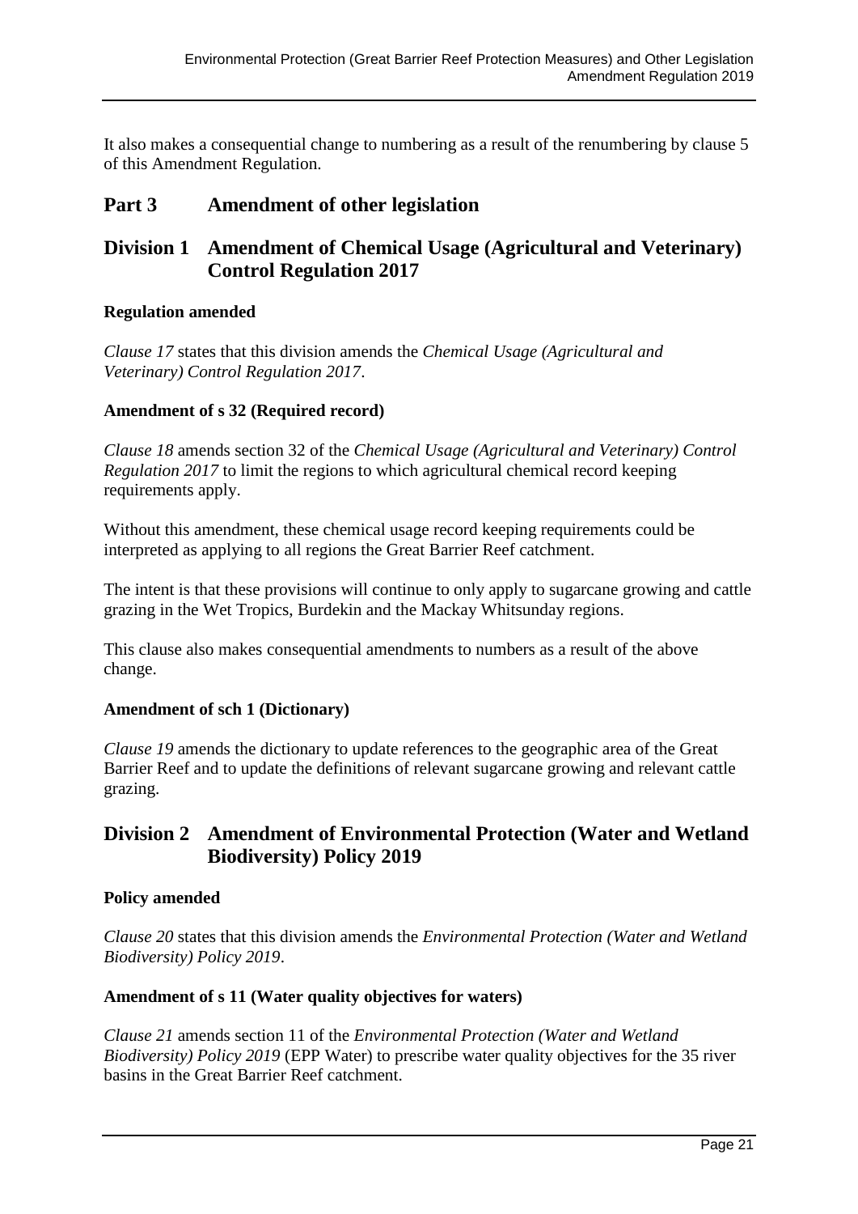It also makes a consequential change to numbering as a result of the renumbering by clause 5 of this Amendment Regulation.

# Part 3 Amendment of other legislation

## Division 1 Amendment of Chemical Usage (Agricultural and Veterinary) Control Regulation 2017

**Regulation amended**

*Clause 17* states that this division amends the *Chemical Usage (Agricultural and Veterinary) Control Regulation 2017*.

**Amendment of s 32 (Required record)**

*Clause 18* amends section 32 of the *Chemical Usage (Agricultural and Veterinary) Control Regulation 2017* to limit the regions to which agricultural chemical record keeping requirements apply.

Without this amendment, these chemical usage record keeping requirements could be interpreted as applying to all regions the Great Barrier Reef catchment.

The intent is that these provisions will continue to only apply to sugarcane growing and cattle grazing in the Wet Tropics, Burdekin and the Mackay Whitsunday regions.

This clause also makes consequential amendments to numbers as a result of the above change.

**Amendment of sch 1 (Dictionary)**

*Clause 19* amends the dictionary to update references to the geographic area of the Great Barrier Reef and to update the definitions of relevant sugarcane growing and relevant cattle grazing.

## Division 2 Amendment of Environmental Protection (Water and Wetland Biodiversity) Policy 2019

**Policy amended**

*Clause 20* states that this division amends the *Environmental Protection (Water and Wetland Biodiversity) Policy 2019*.

**Amendment of s 11 (Water quality objectives for waters)**

*Clause 21* amends section 11 of the *Environmental Protection (Water and Wetland Biodiversity) Policy 2019* (EPP Water) to prescribe water quality objectives for the 35 river basins in the Great Barrier Reef catchment.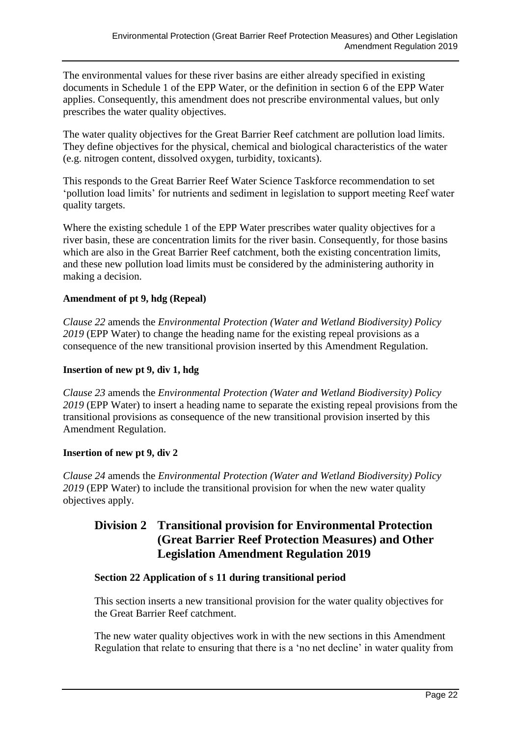The environmental values for these river basins are either already specified in existing documents in Schedule 1 of the EPP Water, or the definition in section 6 of the EPP Water applies. Consequently, this amendment does not prescribe environmental values, but only prescribes the water quality objectives.

The water quality objectives for the Great Barrier Reef catchment are pollution load limits. They define objectives for the physical, chemical and biological characteristics of the water (e.g. nitrogen content, dissolved oxygen, turbidity, toxicants).

This responds to the Great Barrier Reef Water Science Taskforce recommendation to set 'pollution load limits' for nutrients and sediment in legislation to support meeting Reef water quality targets.

Where the existing schedule 1 of the EPP Water prescribes water quality objectives for a river basin, these are concentration limits for the river basin. Consequently, for those basins which are also in the Great Barrier Reef catchment, both the existing concentration limits, and these new pollution load limits must be considered by the administering authority in making a decision.

**Amendment of pt 9, hdg (Repeal)**

*Clause 22* amends the *Environmental Protection (Water and Wetland Biodiversity) Policy 2019* (EPP Water) to change the heading name for the existing repeal provisions as a consequence of the new transitional provision inserted by this Amendment Regulation.

**Insertion of new pt 9, div 1, hdg**

*Clause 23* amends the *Environmental Protection (Water and Wetland Biodiversity) Policy 2019* (EPP Water) to insert a heading name to separate the existing repeal provisions from the transitional provisions as consequence of the new transitional provision inserted by this Amendment Regulation.

**Insertion of new pt 9, div 2**

*Clause 24* amends the *Environmental Protection (Water and Wetland Biodiversity) Policy 2019* (EPP Water) to include the transitional provision for when the new water quality objectives apply.

## Division 2 Transitional provision for Environmental Protection (Great Barrier Reef Protection Measures) and Other Legislation Amendment Regulation 2019

**Section 22 Application of s 11 during transitional period**

This section inserts a new transitional provision for the water quality objectives for the Great Barrier Reef catchment.

The new water quality objectives work in with the new sections in this Amendment Regulation that relate to ensuring that there is a 'no net decline' in water quality from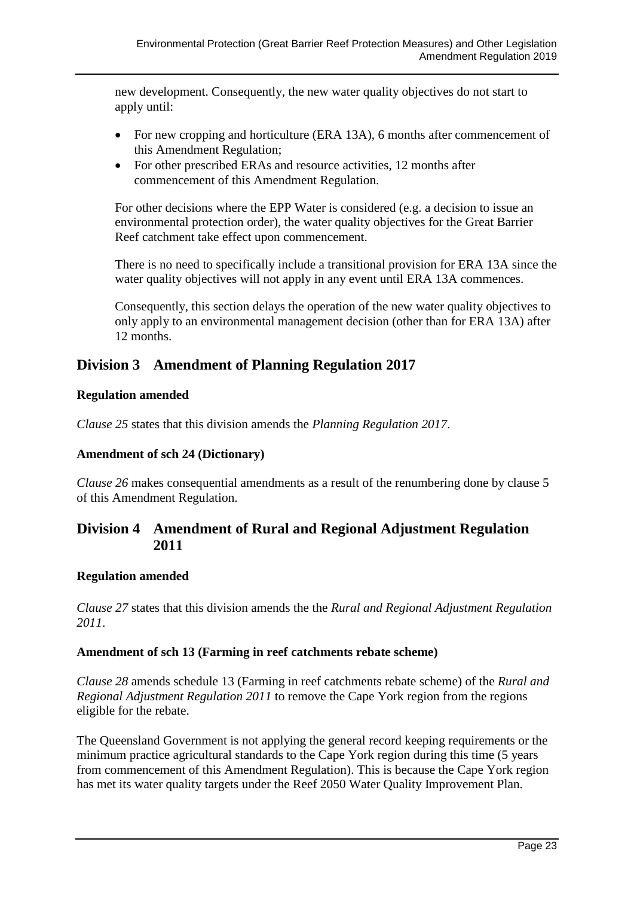new development. Consequently, the new water quality objectives do not start to apply until:

- For new cropping and horticulture (ERA 13A), 6 months after commencement of this Amendment Regulation;
- For other prescribed ERAs and resource activities, 12 months after commencement of this Amendment Regulation.

For other decisions where the EPP Water is considered (e.g. a decision to issue an environmental protection order), the water quality objectives for the Great Barrier Reef catchment take effect upon commencement.

There is no need to specifically include a transitional provision for ERA 13A since the water quality objectives will not apply in any event until ERA 13A commences.

Consequently, this section delays the operation of the new water quality objectives to only apply to an environmental management decision (other than for ERA 13A) after 12 months.

## Division 3 Amendment of Planning Regulation 2017

**Regulation amended**

*Clause 25* states that this division amends the *Planning Regulation 2017*.

**Amendment of sch 24 (Dictionary)**

*Clause 26* makes consequential amendments as a result of the renumbering done by clause 5 of this Amendment Regulation.

## Division 4 Amendment of Rural and Regional Adjustment Regulation 2011

**Regulation amended**

*Clause 27* states that this division amends the the *Rural and Regional Adjustment Regulation 2011*.

**Amendment of sch 13 (Farming in reef catchments rebate scheme)**

*Clause 28* amends schedule 13 (Farming in reef catchments rebate scheme) of the *Rural and Regional Adjustment Regulation 2011* to remove the Cape York region from the regions eligible for the rebate.

The Queensland Government is not applying the general record keeping requirements or the minimum practice agricultural standards to the Cape York region during this time (5 years from commencement of this Amendment Regulation). This is because the Cape York region has met its water quality targets under the Reef 2050 Water Quality Improvement Plan.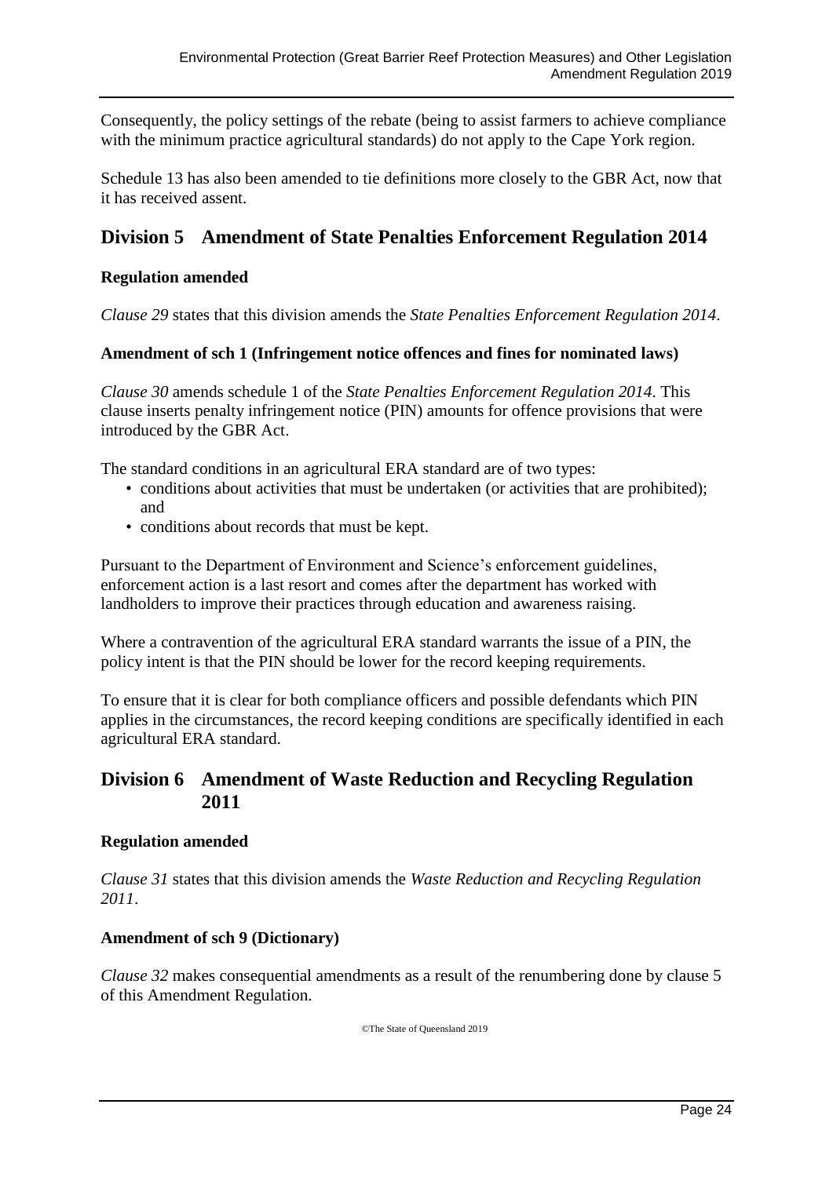Consequently, the policy settings of the rebate (being to assist farmers to achieve compliance with the minimum practice agricultural standards) do not apply to the Cape York region.

Schedule 13 has also been amended to tie definitions more closely to the GBR Act, now that it has received assent.

## Division 5 Amendment of State Penalties Enforcement Regulation 2014

**Regulation amended**

*Clause 29* states that this division amends the *State Penalties Enforcement Regulation 2014*.

**Amendment of sch 1 (Infringement notice offences and fines for nominated laws)**

*Clause 30* amends schedule 1 of the *State Penalties Enforcement Regulation 2014*. This clause inserts penalty infringement notice (PIN) amounts for offence provisions that were introduced by the GBR Act.

The standard conditions in an agricultural ERA standard are of two types:

- conditions about activities that must be undertaken (or activities that are prohibited); and
- conditions about records that must be kept.

Pursuant to the Department of Environment and Science's enforcement guidelines, enforcement action is a last resort and comes after the department has worked with landholders to improve their practices through education and awareness raising.

Where a contravention of the agricultural ERA standard warrants the issue of a PIN, the policy intent is that the PIN should be lower for the record keeping requirements.

To ensure that it is clear for both compliance officers and possible defendants which PIN applies in the circumstances, the record keeping conditions are specifically identified in each agricultural ERA standard.

## Division 6 Amendment of Waste Reduction and Recycling Regulation 2011

**Regulation amended**

*Clause 31* states that this division amends the *Waste Reduction and Recycling Regulation 2011*.

**Amendment of sch 9 (Dictionary)**

*Clause 32* makes consequential amendments as a result of the renumbering done by clause 5 of this Amendment Regulation.

©The State of Queensland 2019